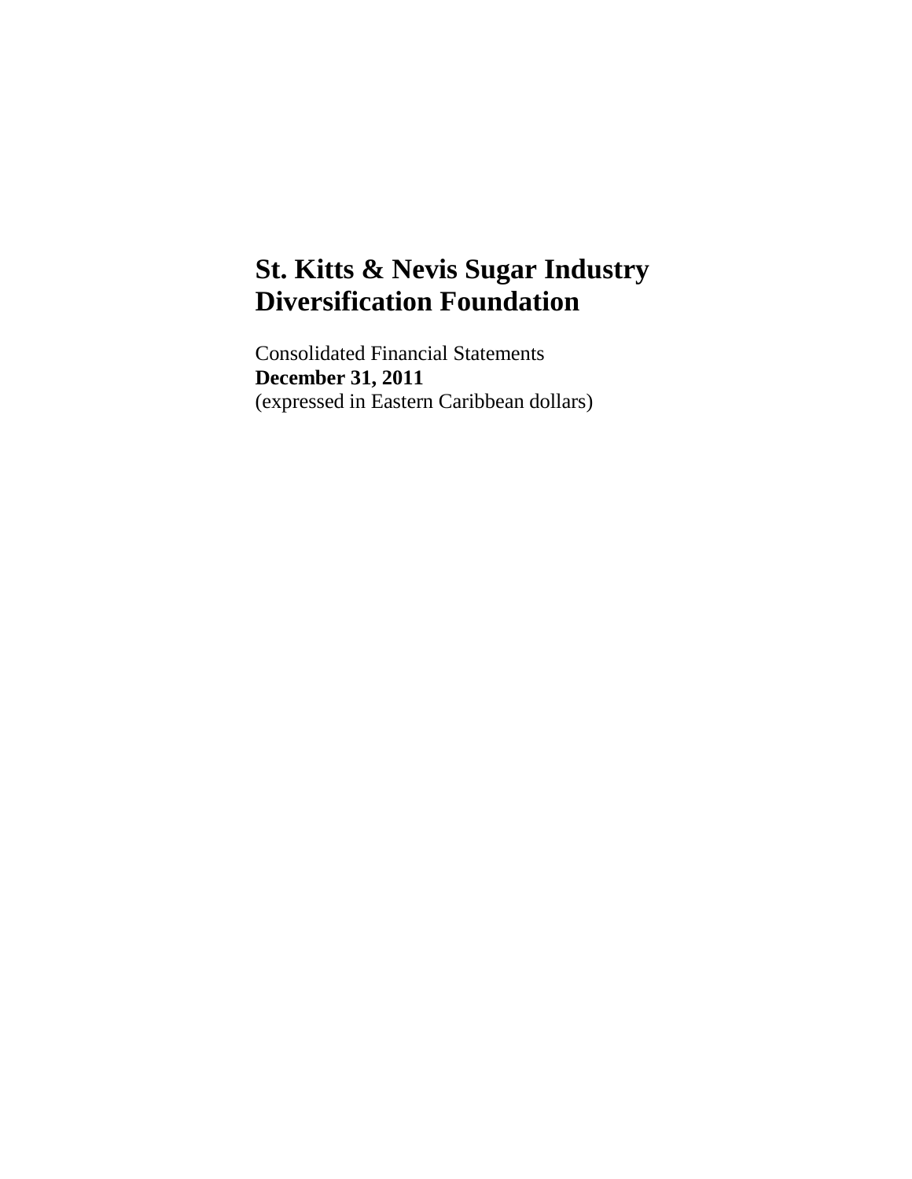# St. Kitts & Nevis Sugar Industry Diversification Foundation

Consolidated Financial Statements
**December 31, 2011**
(expressed in Eastern Caribbean dollars)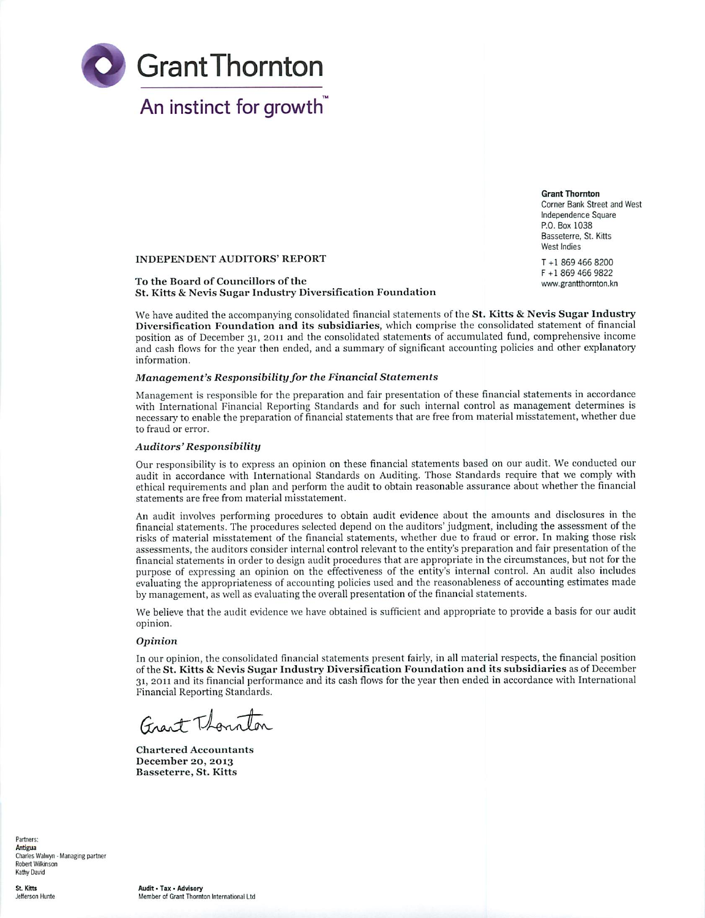# Grant Thornton

An instinct for growth™

**Grant Thornton**
Corner Bank Street and West
Independence Square
P.O. Box 1038
Basseterre, St. Kitts
West Indies

T +1 869 466 8200
F +1 869 466 9822
www.grantthornton.kn

## INDEPENDENT AUDITORS' REPORT

**To the Board of Councillors of the St. Kitts & Nevis Sugar Industry Diversification Foundation**

We have audited the accompanying consolidated financial statements of the **St. Kitts & Nevis Sugar Industry Diversification Foundation and its subsidiaries**, which comprise the consolidated statement of financial position as of December 31, 2011 and the consolidated statements of accumulated fund, comprehensive income and cash flows for the year then ended, and a summary of significant accounting policies and other explanatory information.

### *Management's Responsibility for the Financial Statements*

Management is responsible for the preparation and fair presentation of these financial statements in accordance with International Financial Reporting Standards and for such internal control as management determines is necessary to enable the preparation of financial statements that are free from material misstatement, whether due to fraud or error.

### *Auditors' Responsibility*

Our responsibility is to express an opinion on these financial statements based on our audit. We conducted our audit in accordance with International Standards on Auditing. Those Standards require that we comply with ethical requirements and plan and perform the audit to obtain reasonable assurance about whether the financial statements are free from material misstatement.

An audit involves performing procedures to obtain audit evidence about the amounts and disclosures in the financial statements. The procedures selected depend on the auditors' judgment, including the assessment of the risks of material misstatement of the financial statements, whether due to fraud or error. In making those risk assessments, the auditors consider internal control relevant to the entity's preparation and fair presentation of the financial statements in order to design audit procedures that are appropriate in the circumstances, but not for the purpose of expressing an opinion on the effectiveness of the entity's internal control. An audit also includes evaluating the appropriateness of accounting policies used and the reasonableness of accounting estimates made by management, as well as evaluating the overall presentation of the financial statements.

We believe that the audit evidence we have obtained is sufficient and appropriate to provide a basis for our audit opinion.

### *Opinion*

In our opinion, the consolidated financial statements present fairly, in all material respects, the financial position of the **St. Kitts & Nevis Sugar Industry Diversification Foundation and its subsidiaries** as of December 31, 2011 and its financial performance and its cash flows for the year then ended in accordance with International Financial Reporting Standards.

Grant Thornton

**Chartered Accountants**
**December 20, 2013**
**Basseterre, St. Kitts**

Partners:
**Antigua**
Charles Walwyn - Managing partner
Robert Wilkinson
Kathy David

**St. Kitts**
Jefferson Hunte

**Audit • Tax • Advisory**
Member of Grant Thornton International Ltd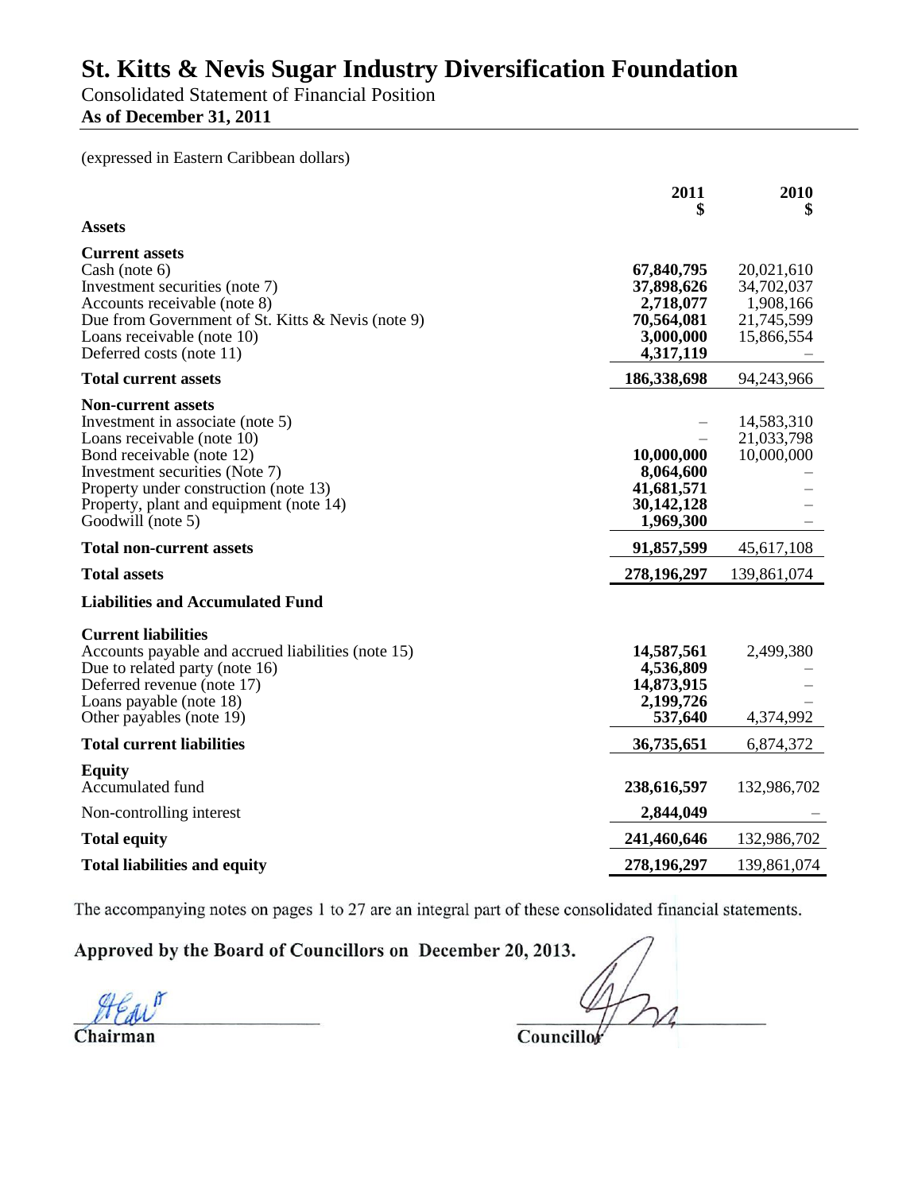# St. Kitts & Nevis Sugar Industry Diversification Foundation

Consolidated Statement of Financial Position

**As of December 31, 2011**

(expressed in Eastern Caribbean dollars)

| | 2011<br>$ | 2010<br>$ |
|---|---|---|
| **Assets** | | |
| **Current assets** | | |
| Cash (note 6) | **67,840,795** | 20,021,610 |
| Investment securities (note 7) | **37,898,626** | 34,702,037 |
| Accounts receivable (note 8) | **2,718,077** | 1,908,166 |
| Due from Government of St. Kitts & Nevis (note 9) | **70,564,081** | 21,745,599 |
| Loans receivable (note 10) | **3,000,000** | 15,866,554 |
| Deferred costs (note 11) | **4,317,119** | – |
| **Total current assets** | **186,338,698** | 94,243,966 |
| **Non-current assets** | | |
| Investment in associate (note 5) | – | 14,583,310 |
| Loans receivable (note 10) | – | 21,033,798 |
| Bond receivable (note 12) | **10,000,000** | 10,000,000 |
| Investment securities (Note 7) | **8,064,600** | – |
| Property under construction (note 13) | **41,681,571** | – |
| Property, plant and equipment (note 14) | **30,142,128** | – |
| Goodwill (note 5) | **1,969,300** | – |
| **Total non-current assets** | **91,857,599** | 45,617,108 |
| **Total assets** | **278,196,297** | 139,861,074 |
| **Liabilities and Accumulated Fund** | | |
| **Current liabilities** | | |
| Accounts payable and accrued liabilities (note 15) | **14,587,561** | 2,499,380 |
| Due to related party (note 16) | **4,536,809** | – |
| Deferred revenue (note 17) | **14,873,915** | – |
| Loans payable (note 18) | **2,199,726** | – |
| Other payables (note 19) | **537,640** | 4,374,992 |
| **Total current liabilities** | **36,735,651** | 6,874,372 |
| **Equity** | | |
| Accumulated fund | **238,616,597** | 132,986,702 |
| Non-controlling interest | **2,844,049** | – |
| **Total equity** | **241,460,646** | 132,986,702 |
| **Total liabilities and equity** | **278,196,297** | 139,861,074 |

The accompanying notes on pages 1 to 27 are an integral part of these consolidated financial statements.

**Approved by the Board of Councillors on December 20, 2013.**

**Chairman** **Councillor**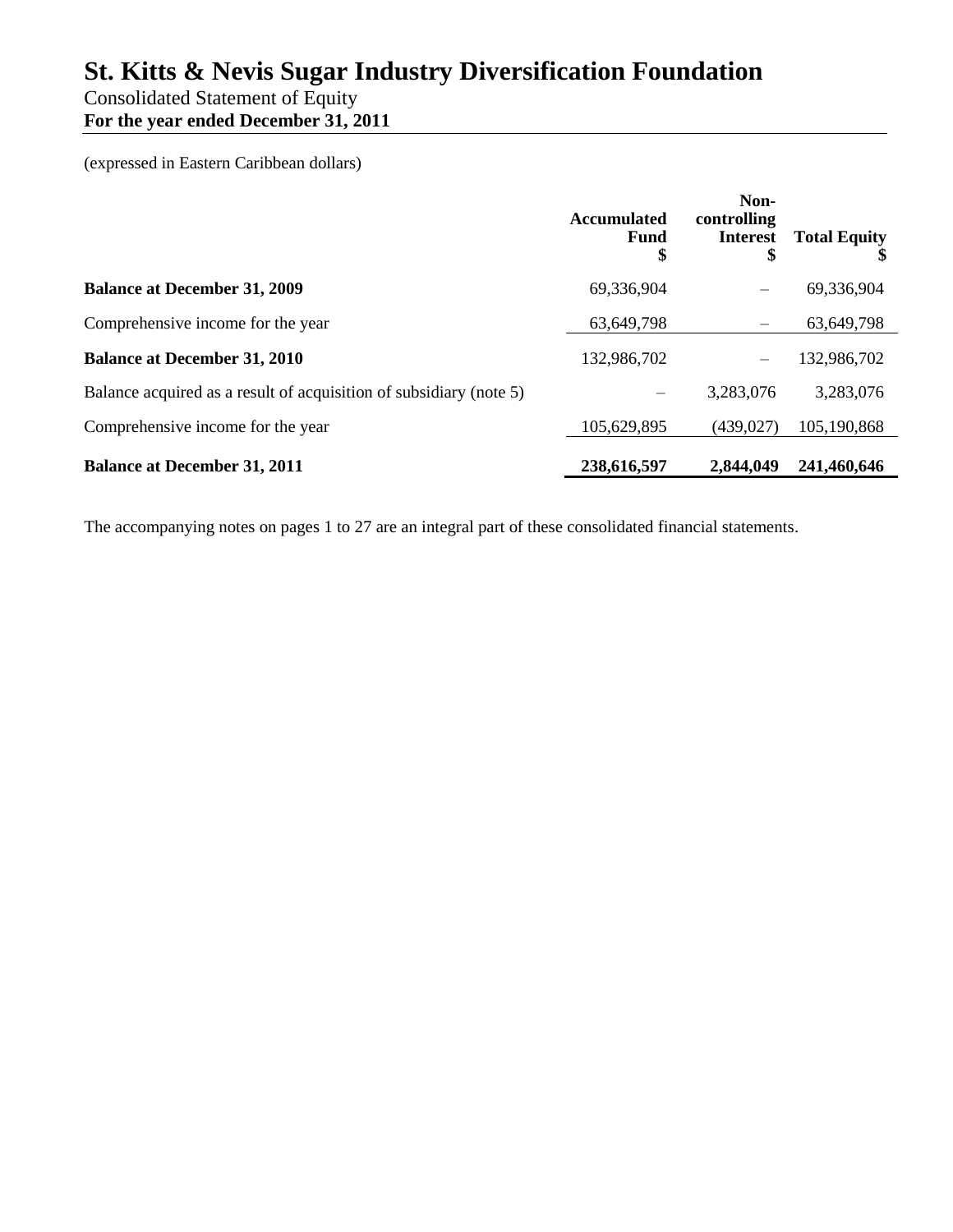# St. Kitts & Nevis Sugar Industry Diversification Foundation

Consolidated Statement of Equity

**For the year ended December 31, 2011**

(expressed in Eastern Caribbean dollars)

| | Accumulated Fund $ | Non-controlling Interest $ | Total Equity $ |
|---|---|---|---|
| **Balance at December 31, 2009** | 69,336,904 | – | 69,336,904 |
| Comprehensive income for the year | 63,649,798 | – | 63,649,798 |
| **Balance at December 31, 2010** | 132,986,702 | – | 132,986,702 |
| Balance acquired as a result of acquisition of subsidiary (note 5) | – | 3,283,076 | 3,283,076 |
| Comprehensive income for the year | 105,629,895 | (439,027) | 105,190,868 |
| **Balance at December 31, 2011** | **238,616,597** | **2,844,049** | **241,460,646** |

The accompanying notes on pages 1 to 27 are an integral part of these consolidated financial statements.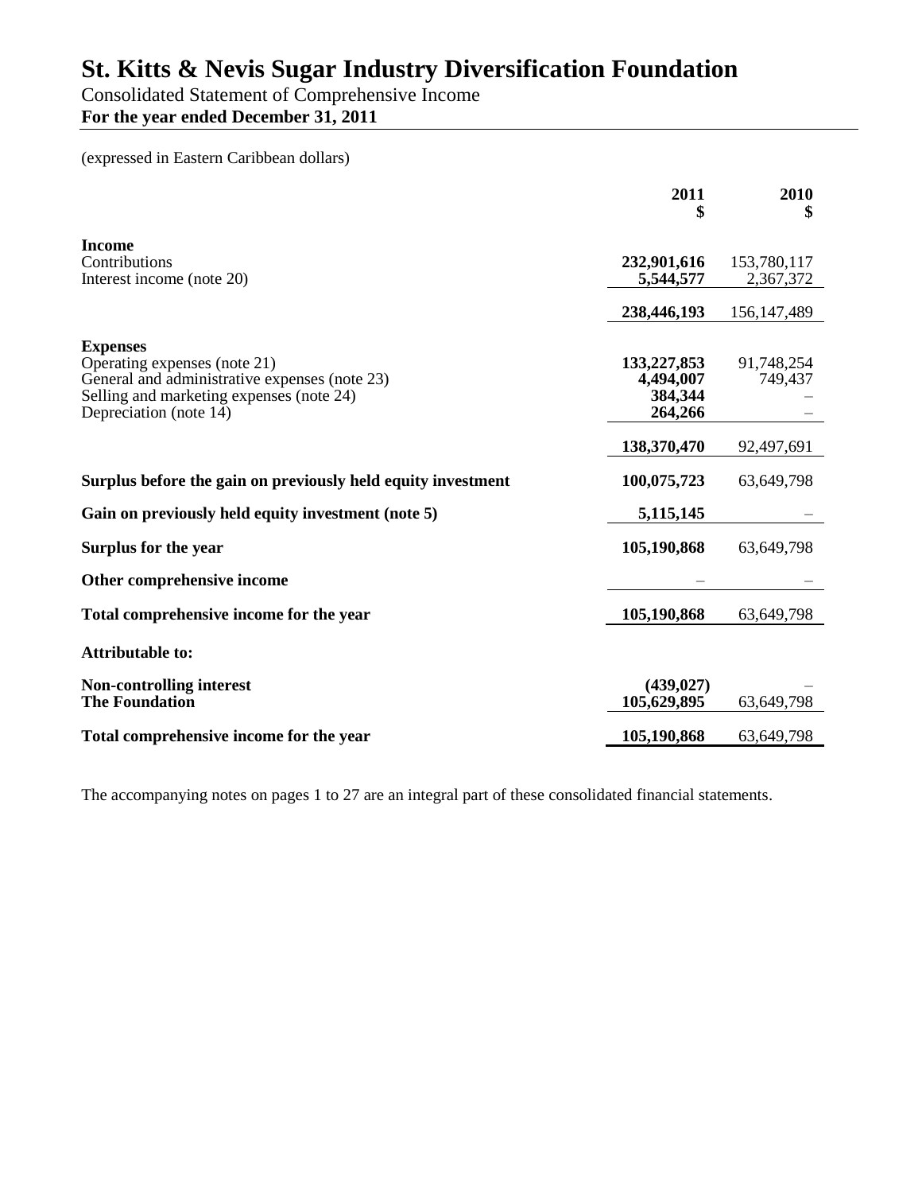# St. Kitts & Nevis Sugar Industry Diversification Foundation

Consolidated Statement of Comprehensive Income

**For the year ended December 31, 2011**

(expressed in Eastern Caribbean dollars)

| | 2011<br>$ | 2010<br>$ |
|---|---|---|
| **Income** | | |
| Contributions | **232,901,616** | 153,780,117 |
| Interest income (note 20) | **5,544,577** | 2,367,372 |
| | **238,446,193** | 156,147,489 |
| **Expenses** | | |
| Operating expenses (note 21) | **133,227,853** | 91,748,254 |
| General and administrative expenses (note 23) | **4,494,007** | 749,437 |
| Selling and marketing expenses (note 24) | **384,344** | – |
| Depreciation (note 14) | **264,266** | – |
| | **138,370,470** | 92,497,691 |
| **Surplus before the gain on previously held equity investment** | **100,075,723** | 63,649,798 |
| **Gain on previously held equity investment (note 5)** | **5,115,145** | – |
| **Surplus for the year** | **105,190,868** | 63,649,798 |
| **Other comprehensive income** | – | – |
| **Total comprehensive income for the year** | **105,190,868** | 63,649,798 |
| **Attributable to:** | | |
| **Non-controlling interest** | **(439,027)** | – |
| **The Foundation** | **105,629,895** | 63,649,798 |
| **Total comprehensive income for the year** | **105,190,868** | 63,649,798 |

The accompanying notes on pages 1 to 27 are an integral part of these consolidated financial statements.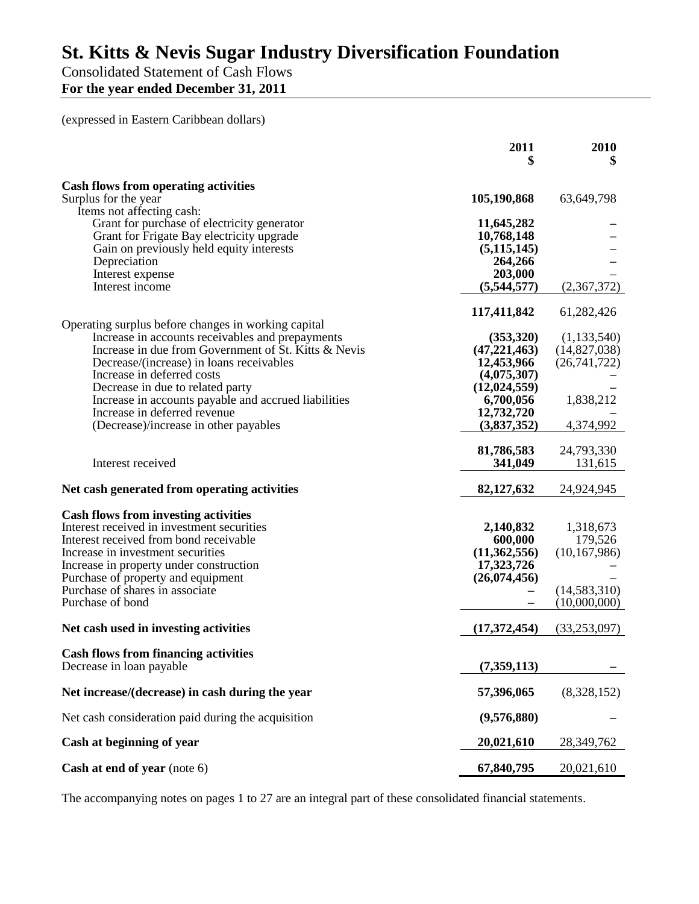# St. Kitts & Nevis Sugar Industry Diversification Foundation

Consolidated Statement of Cash Flows

**For the year ended December 31, 2011**

(expressed in Eastern Caribbean dollars)

| | 2011<br>$ | 2010<br>$ |
|---|---|---|
| **Cash flows from operating activities** | | |
| Surplus for the year | **105,190,868** | 63,649,798 |
| Items not affecting cash: | | |
| Grant for purchase of electricity generator | **11,645,282** | – |
| Grant for Frigate Bay electricity upgrade | **10,768,148** | – |
| Gain on previously held equity interests | **(5,115,145)** | – |
| Depreciation | **264,266** | – |
| Interest expense | **203,000** | – |
| Interest income | **(5,544,577)** | (2,367,372) |
| | **117,411,842** | 61,282,426 |
| Operating surplus before changes in working capital | | |
| Increase in accounts receivables and prepayments | **(353,320)** | (1,133,540) |
| Increase in due from Government of St. Kitts & Nevis | **(47,221,463)** | (14,827,038) |
| Decrease/(increase) in loans receivables | **12,453,966** | (26,741,722) |
| Increase in deferred costs | **(4,075,307)** | – |
| Decrease in due to related party | **(12,024,559)** | – |
| Increase in accounts payable and accrued liabilities | **6,700,056** | 1,838,212 |
| Increase in deferred revenue | **12,732,720** | – |
| (Decrease)/increase in other payables | **(3,837,352)** | 4,374,992 |
| | **81,786,583** | 24,793,330 |
| Interest received | **341,049** | 131,615 |
| **Net cash generated from operating activities** | **82,127,632** | 24,924,945 |
| **Cash flows from investing activities** | | |
| Interest received in investment securities | **2,140,832** | 1,318,673 |
| Interest received from bond receivable | **600,000** | 179,526 |
| Increase in investment securities | **(11,362,556)** | (10,167,986) |
| Increase in property under construction | **17,323,726** | – |
| Purchase of property and equipment | **(26,074,456)** | – |
| Purchase of shares in associate | – | (14,583,310) |
| Purchase of bond | – | (10,000,000) |
| **Net cash used in investing activities** | **(17,372,454)** | (33,253,097) |
| **Cash flows from financing activities** | | |
| Decrease in loan payable | **(7,359,113)** | – |
| **Net increase/(decrease) in cash during the year** | **57,396,065** | (8,328,152) |
| Net cash consideration paid during the acquisition | **(9,576,880)** | – |
| **Cash at beginning of year** | **20,021,610** | 28,349,762 |
| **Cash at end of year** (note 6) | **67,840,795** | 20,021,610 |

The accompanying notes on pages 1 to 27 are an integral part of these consolidated financial statements.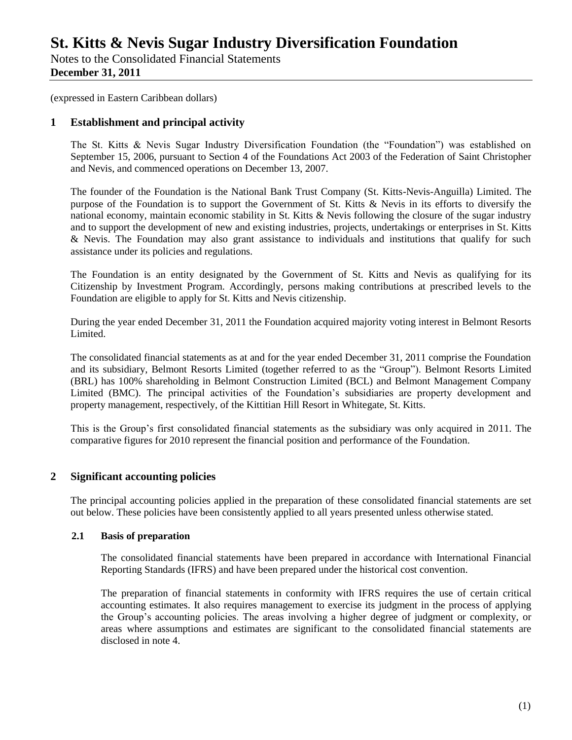(expressed in Eastern Caribbean dollars)

## 1 Establishment and principal activity

The St. Kitts & Nevis Sugar Industry Diversification Foundation (the "Foundation") was established on September 15, 2006, pursuant to Section 4 of the Foundations Act 2003 of the Federation of Saint Christopher and Nevis, and commenced operations on December 13, 2007.

The founder of the Foundation is the National Bank Trust Company (St. Kitts-Nevis-Anguilla) Limited. The purpose of the Foundation is to support the Government of St. Kitts & Nevis in its efforts to diversify the national economy, maintain economic stability in St. Kitts & Nevis following the closure of the sugar industry and to support the development of new and existing industries, projects, undertakings or enterprises in St. Kitts & Nevis. The Foundation may also grant assistance to individuals and institutions that qualify for such assistance under its policies and regulations.

The Foundation is an entity designated by the Government of St. Kitts and Nevis as qualifying for its Citizenship by Investment Program. Accordingly, persons making contributions at prescribed levels to the Foundation are eligible to apply for St. Kitts and Nevis citizenship.

During the year ended December 31, 2011 the Foundation acquired majority voting interest in Belmont Resorts Limited.

The consolidated financial statements as at and for the year ended December 31, 2011 comprise the Foundation and its subsidiary, Belmont Resorts Limited (together referred to as the "Group"). Belmont Resorts Limited (BRL) has 100% shareholding in Belmont Construction Limited (BCL) and Belmont Management Company Limited (BMC). The principal activities of the Foundation's subsidiaries are property development and property management, respectively, of the Kittitian Hill Resort in Whitegate, St. Kitts.

This is the Group's first consolidated financial statements as the subsidiary was only acquired in 2011. The comparative figures for 2010 represent the financial position and performance of the Foundation.

## 2 Significant accounting policies

The principal accounting policies applied in the preparation of these consolidated financial statements are set out below. These policies have been consistently applied to all years presented unless otherwise stated.

### 2.1 Basis of preparation

The consolidated financial statements have been prepared in accordance with International Financial Reporting Standards (IFRS) and have been prepared under the historical cost convention.

The preparation of financial statements in conformity with IFRS requires the use of certain critical accounting estimates. It also requires management to exercise its judgment in the process of applying the Group's accounting policies. The areas involving a higher degree of judgment or complexity, or areas where assumptions and estimates are significant to the consolidated financial statements are disclosed in note 4.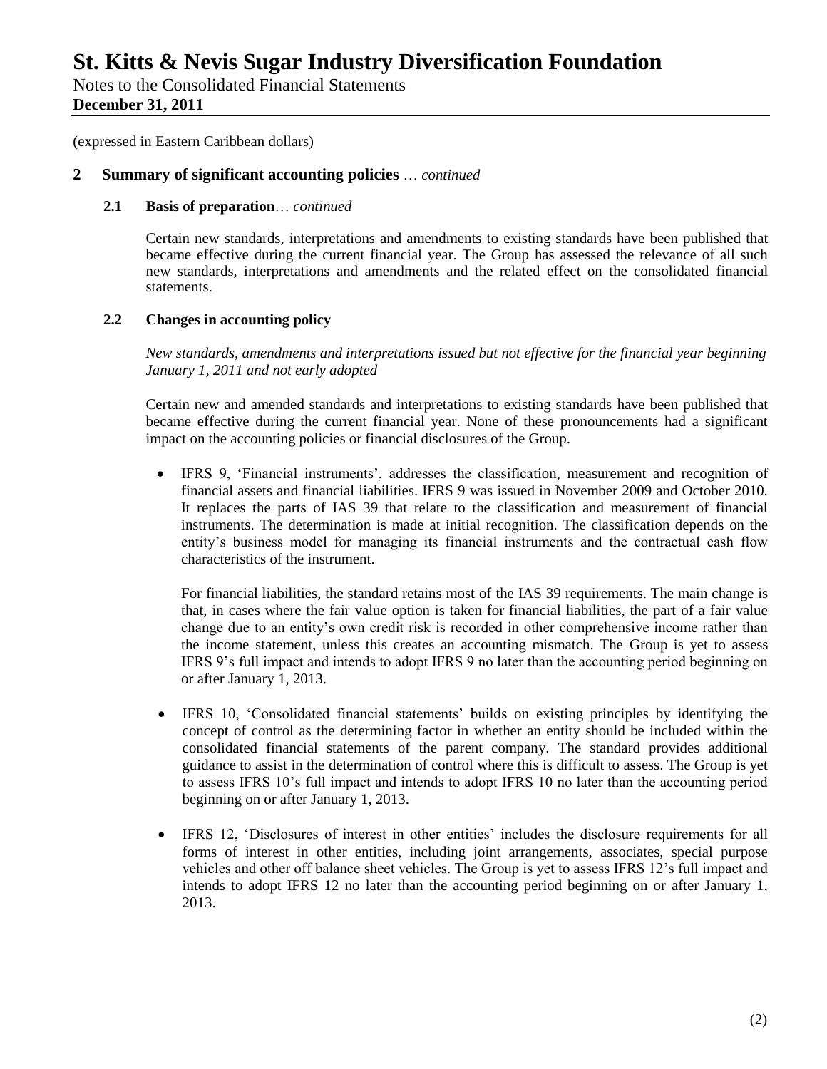(expressed in Eastern Caribbean dollars)

## 2 Summary of significant accounting policies … *continued*

### 2.1 Basis of preparation… *continued*

Certain new standards, interpretations and amendments to existing standards have been published that became effective during the current financial year. The Group has assessed the relevance of all such new standards, interpretations and amendments and the related effect on the consolidated financial statements.

### 2.2 Changes in accounting policy

*New standards, amendments and interpretations issued but not effective for the financial year beginning January 1, 2011 and not early adopted*

Certain new and amended standards and interpretations to existing standards have been published that became effective during the current financial year. None of these pronouncements had a significant impact on the accounting policies or financial disclosures of the Group.

- IFRS 9, 'Financial instruments', addresses the classification, measurement and recognition of financial assets and financial liabilities. IFRS 9 was issued in November 2009 and October 2010. It replaces the parts of IAS 39 that relate to the classification and measurement of financial instruments. The determination is made at initial recognition. The classification depends on the entity's business model for managing its financial instruments and the contractual cash flow characteristics of the instrument.

  For financial liabilities, the standard retains most of the IAS 39 requirements. The main change is that, in cases where the fair value option is taken for financial liabilities, the part of a fair value change due to an entity's own credit risk is recorded in other comprehensive income rather than the income statement, unless this creates an accounting mismatch. The Group is yet to assess IFRS 9's full impact and intends to adopt IFRS 9 no later than the accounting period beginning on or after January 1, 2013.

- IFRS 10, 'Consolidated financial statements' builds on existing principles by identifying the concept of control as the determining factor in whether an entity should be included within the consolidated financial statements of the parent company. The standard provides additional guidance to assist in the determination of control where this is difficult to assess. The Group is yet to assess IFRS 10's full impact and intends to adopt IFRS 10 no later than the accounting period beginning on or after January 1, 2013.

- IFRS 12, 'Disclosures of interest in other entities' includes the disclosure requirements for all forms of interest in other entities, including joint arrangements, associates, special purpose vehicles and other off balance sheet vehicles. The Group is yet to assess IFRS 12's full impact and intends to adopt IFRS 12 no later than the accounting period beginning on or after January 1, 2013.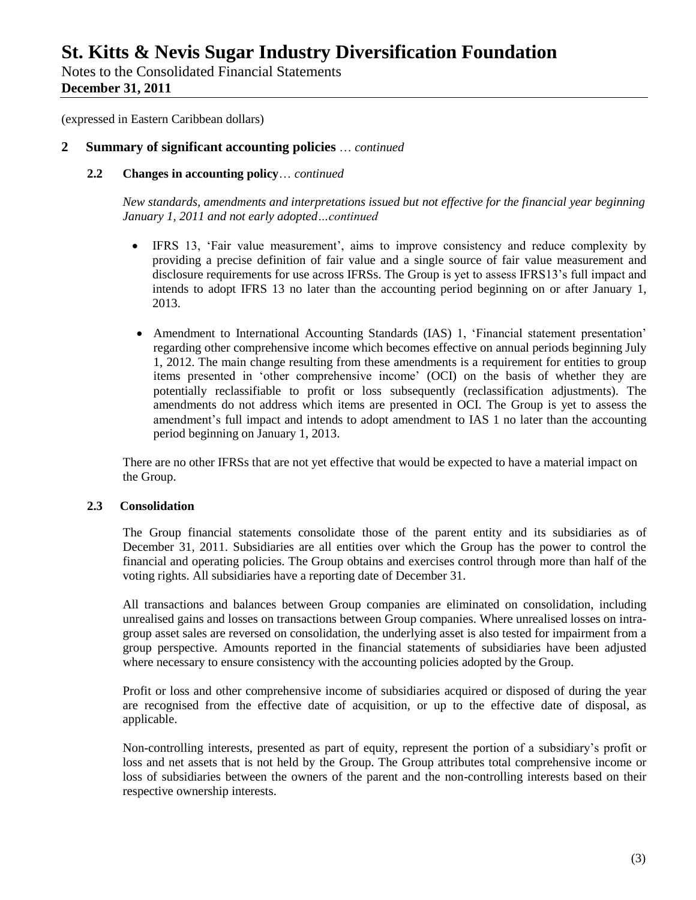(expressed in Eastern Caribbean dollars)

## 2 Summary of significant accounting policies … *continued*

### 2.2 Changes in accounting policy… *continued*

*New standards, amendments and interpretations issued but not effective for the financial year beginning January 1, 2011 and not early adopted…continued*

- IFRS 13, 'Fair value measurement', aims to improve consistency and reduce complexity by providing a precise definition of fair value and a single source of fair value measurement and disclosure requirements for use across IFRSs. The Group is yet to assess IFRS13's full impact and intends to adopt IFRS 13 no later than the accounting period beginning on or after January 1, 2013.

- Amendment to International Accounting Standards (IAS) 1, 'Financial statement presentation' regarding other comprehensive income which becomes effective on annual periods beginning July 1, 2012. The main change resulting from these amendments is a requirement for entities to group items presented in 'other comprehensive income' (OCI) on the basis of whether they are potentially reclassifiable to profit or loss subsequently (reclassification adjustments). The amendments do not address which items are presented in OCI. The Group is yet to assess the amendment's full impact and intends to adopt amendment to IAS 1 no later than the accounting period beginning on January 1, 2013.

There are no other IFRSs that are not yet effective that would be expected to have a material impact on the Group.

### 2.3 Consolidation

The Group financial statements consolidate those of the parent entity and its subsidiaries as of December 31, 2011. Subsidiaries are all entities over which the Group has the power to control the financial and operating policies. The Group obtains and exercises control through more than half of the voting rights. All subsidiaries have a reporting date of December 31.

All transactions and balances between Group companies are eliminated on consolidation, including unrealised gains and losses on transactions between Group companies. Where unrealised losses on intra-group asset sales are reversed on consolidation, the underlying asset is also tested for impairment from a group perspective. Amounts reported in the financial statements of subsidiaries have been adjusted where necessary to ensure consistency with the accounting policies adopted by the Group.

Profit or loss and other comprehensive income of subsidiaries acquired or disposed of during the year are recognised from the effective date of acquisition, or up to the effective date of disposal, as applicable.

Non-controlling interests, presented as part of equity, represent the portion of a subsidiary's profit or loss and net assets that is not held by the Group. The Group attributes total comprehensive income or loss of subsidiaries between the owners of the parent and the non-controlling interests based on their respective ownership interests.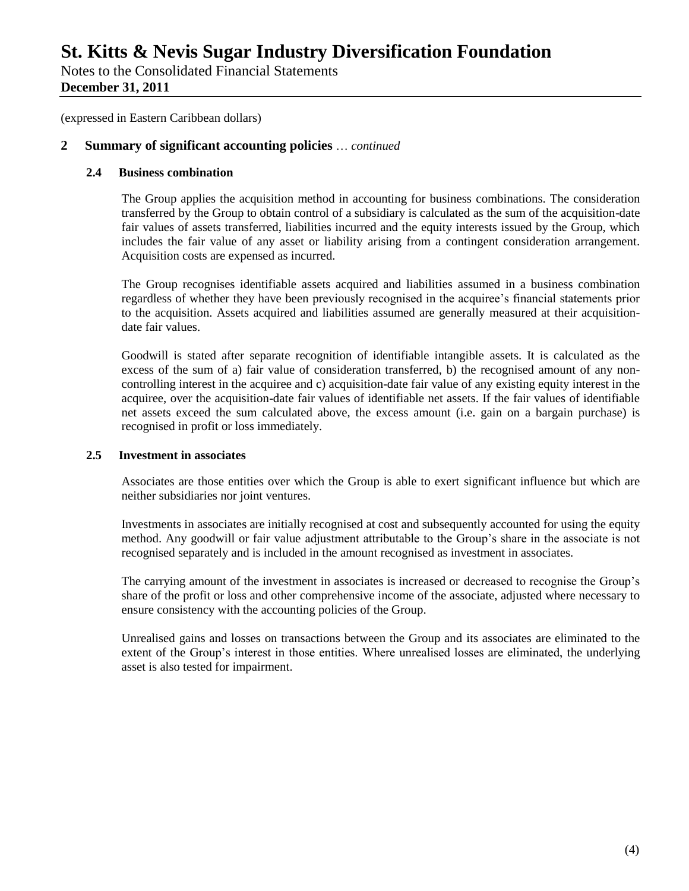(expressed in Eastern Caribbean dollars)

## 2 Summary of significant accounting policies … *continued*

### 2.4 Business combination

The Group applies the acquisition method in accounting for business combinations. The consideration transferred by the Group to obtain control of a subsidiary is calculated as the sum of the acquisition-date fair values of assets transferred, liabilities incurred and the equity interests issued by the Group, which includes the fair value of any asset or liability arising from a contingent consideration arrangement. Acquisition costs are expensed as incurred.

The Group recognises identifiable assets acquired and liabilities assumed in a business combination regardless of whether they have been previously recognised in the acquiree's financial statements prior to the acquisition. Assets acquired and liabilities assumed are generally measured at their acquisition-date fair values.

Goodwill is stated after separate recognition of identifiable intangible assets. It is calculated as the excess of the sum of a) fair value of consideration transferred, b) the recognised amount of any non-controlling interest in the acquiree and c) acquisition-date fair value of any existing equity interest in the acquiree, over the acquisition-date fair values of identifiable net assets. If the fair values of identifiable net assets exceed the sum calculated above, the excess amount (i.e. gain on a bargain purchase) is recognised in profit or loss immediately.

### 2.5 Investment in associates

Associates are those entities over which the Group is able to exert significant influence but which are neither subsidiaries nor joint ventures.

Investments in associates are initially recognised at cost and subsequently accounted for using the equity method. Any goodwill or fair value adjustment attributable to the Group's share in the associate is not recognised separately and is included in the amount recognised as investment in associates.

The carrying amount of the investment in associates is increased or decreased to recognise the Group's share of the profit or loss and other comprehensive income of the associate, adjusted where necessary to ensure consistency with the accounting policies of the Group.

Unrealised gains and losses on transactions between the Group and its associates are eliminated to the extent of the Group's interest in those entities. Where unrealised losses are eliminated, the underlying asset is also tested for impairment.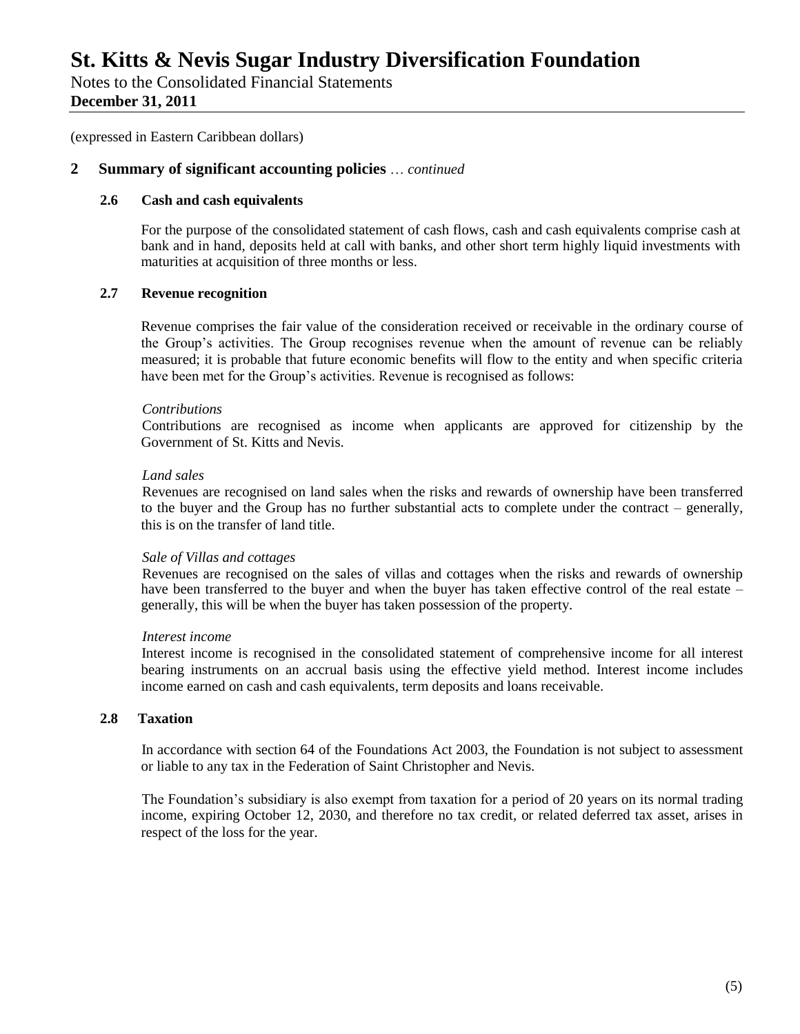(expressed in Eastern Caribbean dollars)

## 2 Summary of significant accounting policies … *continued*

### 2.6 Cash and cash equivalents

For the purpose of the consolidated statement of cash flows, cash and cash equivalents comprise cash at bank and in hand, deposits held at call with banks, and other short term highly liquid investments with maturities at acquisition of three months or less.

### 2.7 Revenue recognition

Revenue comprises the fair value of the consideration received or receivable in the ordinary course of the Group's activities. The Group recognises revenue when the amount of revenue can be reliably measured; it is probable that future economic benefits will flow to the entity and when specific criteria have been met for the Group's activities. Revenue is recognised as follows:

*Contributions*
Contributions are recognised as income when applicants are approved for citizenship by the Government of St. Kitts and Nevis.

*Land sales*
Revenues are recognised on land sales when the risks and rewards of ownership have been transferred to the buyer and the Group has no further substantial acts to complete under the contract – generally, this is on the transfer of land title.

*Sale of Villas and cottages*
Revenues are recognised on the sales of villas and cottages when the risks and rewards of ownership have been transferred to the buyer and when the buyer has taken effective control of the real estate – generally, this will be when the buyer has taken possession of the property.

*Interest income*
Interest income is recognised in the consolidated statement of comprehensive income for all interest bearing instruments on an accrual basis using the effective yield method. Interest income includes income earned on cash and cash equivalents, term deposits and loans receivable.

### 2.8 Taxation

In accordance with section 64 of the Foundations Act 2003, the Foundation is not subject to assessment or liable to any tax in the Federation of Saint Christopher and Nevis.

The Foundation's subsidiary is also exempt from taxation for a period of 20 years on its normal trading income, expiring October 12, 2030, and therefore no tax credit, or related deferred tax asset, arises in respect of the loss for the year.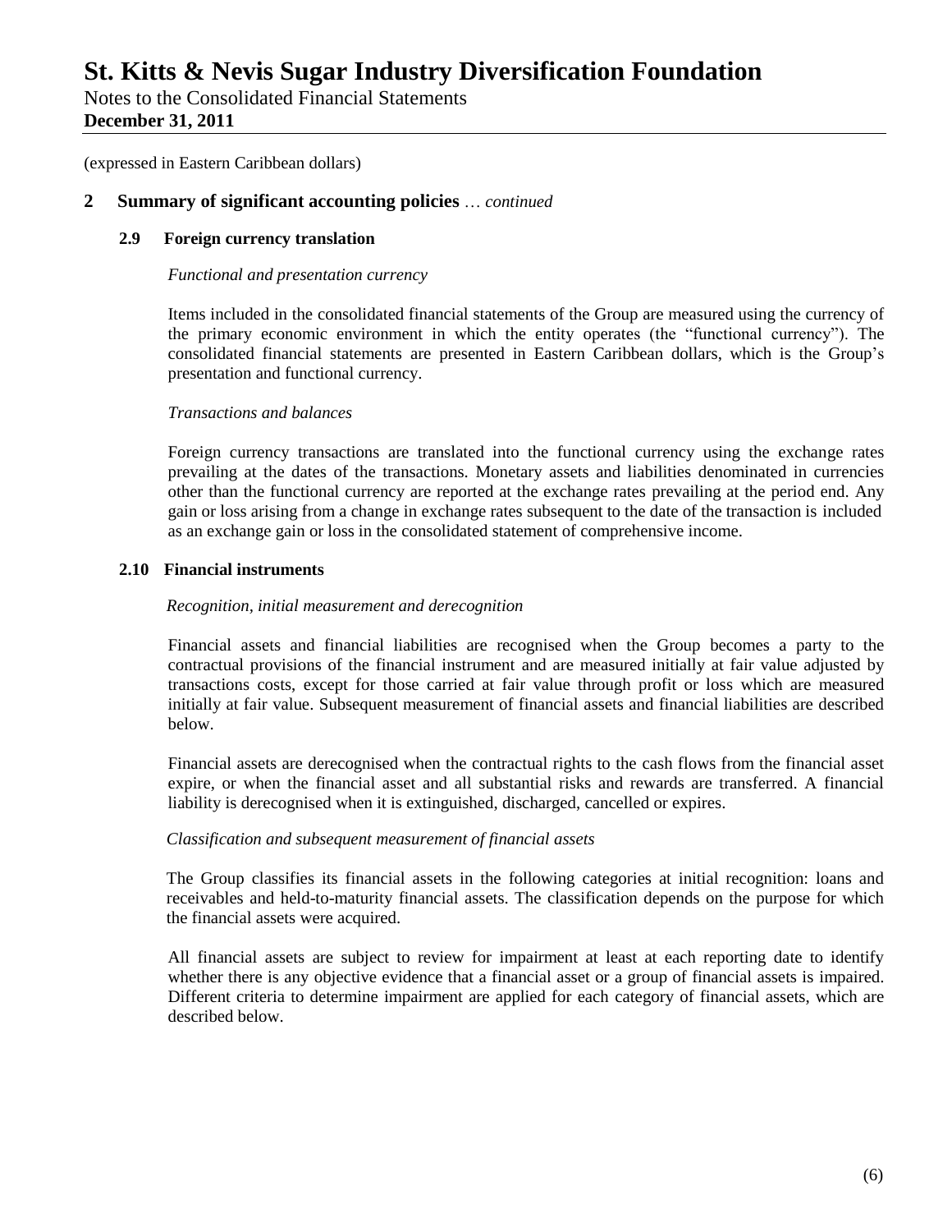(expressed in Eastern Caribbean dollars)

## 2 Summary of significant accounting policies … *continued*

### 2.9 Foreign currency translation

*Functional and presentation currency*

Items included in the consolidated financial statements of the Group are measured using the currency of the primary economic environment in which the entity operates (the "functional currency"). The consolidated financial statements are presented in Eastern Caribbean dollars, which is the Group's presentation and functional currency.

*Transactions and balances*

Foreign currency transactions are translated into the functional currency using the exchange rates prevailing at the dates of the transactions. Monetary assets and liabilities denominated in currencies other than the functional currency are reported at the exchange rates prevailing at the period end. Any gain or loss arising from a change in exchange rates subsequent to the date of the transaction is included as an exchange gain or loss in the consolidated statement of comprehensive income.

### 2.10 Financial instruments

*Recognition, initial measurement and derecognition*

Financial assets and financial liabilities are recognised when the Group becomes a party to the contractual provisions of the financial instrument and are measured initially at fair value adjusted by transactions costs, except for those carried at fair value through profit or loss which are measured initially at fair value. Subsequent measurement of financial assets and financial liabilities are described below.

Financial assets are derecognised when the contractual rights to the cash flows from the financial asset expire, or when the financial asset and all substantial risks and rewards are transferred. A financial liability is derecognised when it is extinguished, discharged, cancelled or expires.

*Classification and subsequent measurement of financial assets*

The Group classifies its financial assets in the following categories at initial recognition: loans and receivables and held-to-maturity financial assets. The classification depends on the purpose for which the financial assets were acquired.

All financial assets are subject to review for impairment at least at each reporting date to identify whether there is any objective evidence that a financial asset or a group of financial assets is impaired. Different criteria to determine impairment are applied for each category of financial assets, which are described below.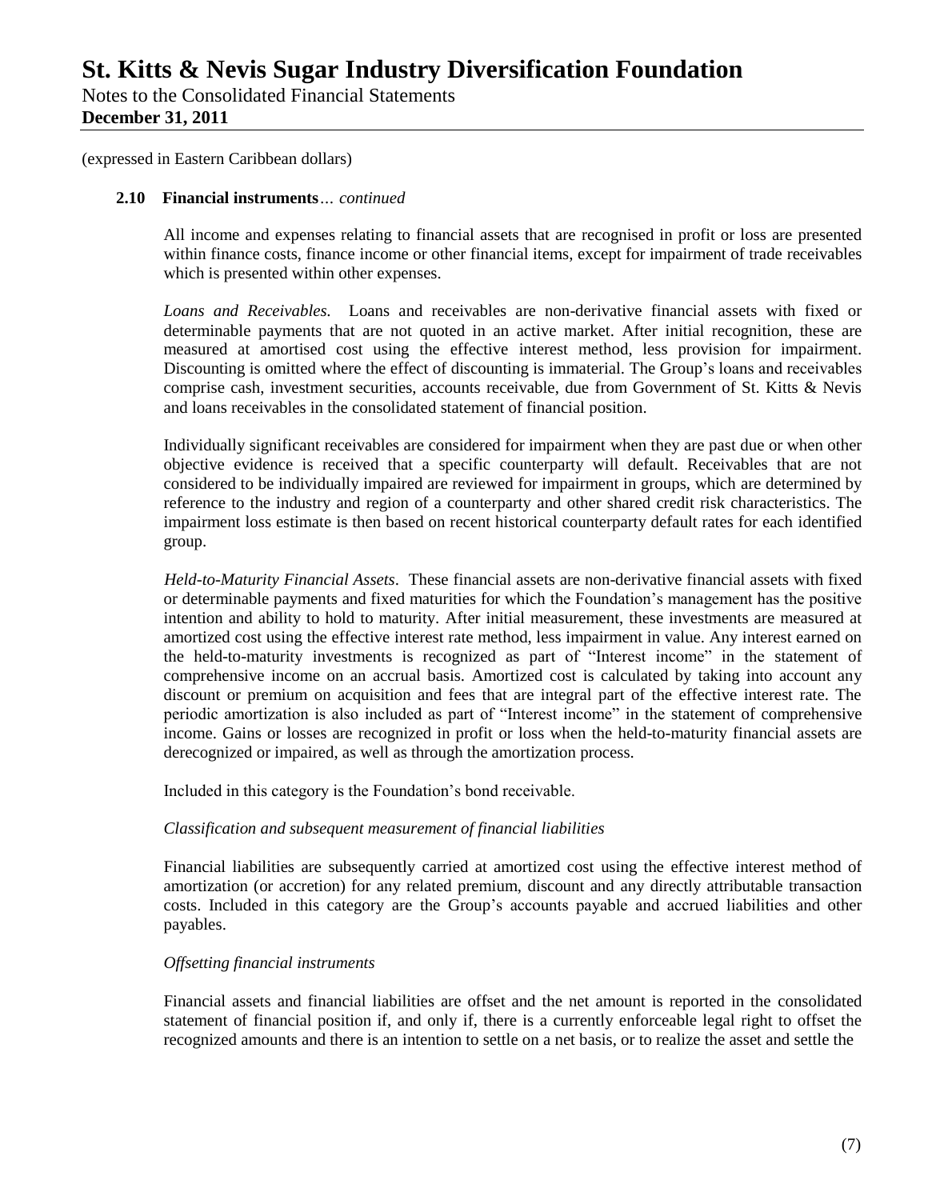(expressed in Eastern Caribbean dollars)

**2.10 Financial instruments**… *continued*

All income and expenses relating to financial assets that are recognised in profit or loss are presented within finance costs, finance income or other financial items, except for impairment of trade receivables which is presented within other expenses.

*Loans and Receivables.* Loans and receivables are non-derivative financial assets with fixed or determinable payments that are not quoted in an active market. After initial recognition, these are measured at amortised cost using the effective interest method, less provision for impairment. Discounting is omitted where the effect of discounting is immaterial. The Group's loans and receivables comprise cash, investment securities, accounts receivable, due from Government of St. Kitts & Nevis and loans receivables in the consolidated statement of financial position.

Individually significant receivables are considered for impairment when they are past due or when other objective evidence is received that a specific counterparty will default. Receivables that are not considered to be individually impaired are reviewed for impairment in groups, which are determined by reference to the industry and region of a counterparty and other shared credit risk characteristics. The impairment loss estimate is then based on recent historical counterparty default rates for each identified group.

*Held-to-Maturity Financial Assets*. These financial assets are non-derivative financial assets with fixed or determinable payments and fixed maturities for which the Foundation's management has the positive intention and ability to hold to maturity. After initial measurement, these investments are measured at amortized cost using the effective interest rate method, less impairment in value. Any interest earned on the held-to-maturity investments is recognized as part of "Interest income" in the statement of comprehensive income on an accrual basis. Amortized cost is calculated by taking into account any discount or premium on acquisition and fees that are integral part of the effective interest rate. The periodic amortization is also included as part of "Interest income" in the statement of comprehensive income. Gains or losses are recognized in profit or loss when the held-to-maturity financial assets are derecognized or impaired, as well as through the amortization process.

Included in this category is the Foundation's bond receivable.

*Classification and subsequent measurement of financial liabilities*

Financial liabilities are subsequently carried at amortized cost using the effective interest method of amortization (or accretion) for any related premium, discount and any directly attributable transaction costs. Included in this category are the Group's accounts payable and accrued liabilities and other payables.

*Offsetting financial instruments*

Financial assets and financial liabilities are offset and the net amount is reported in the consolidated statement of financial position if, and only if, there is a currently enforceable legal right to offset the recognized amounts and there is an intention to settle on a net basis, or to realize the asset and settle the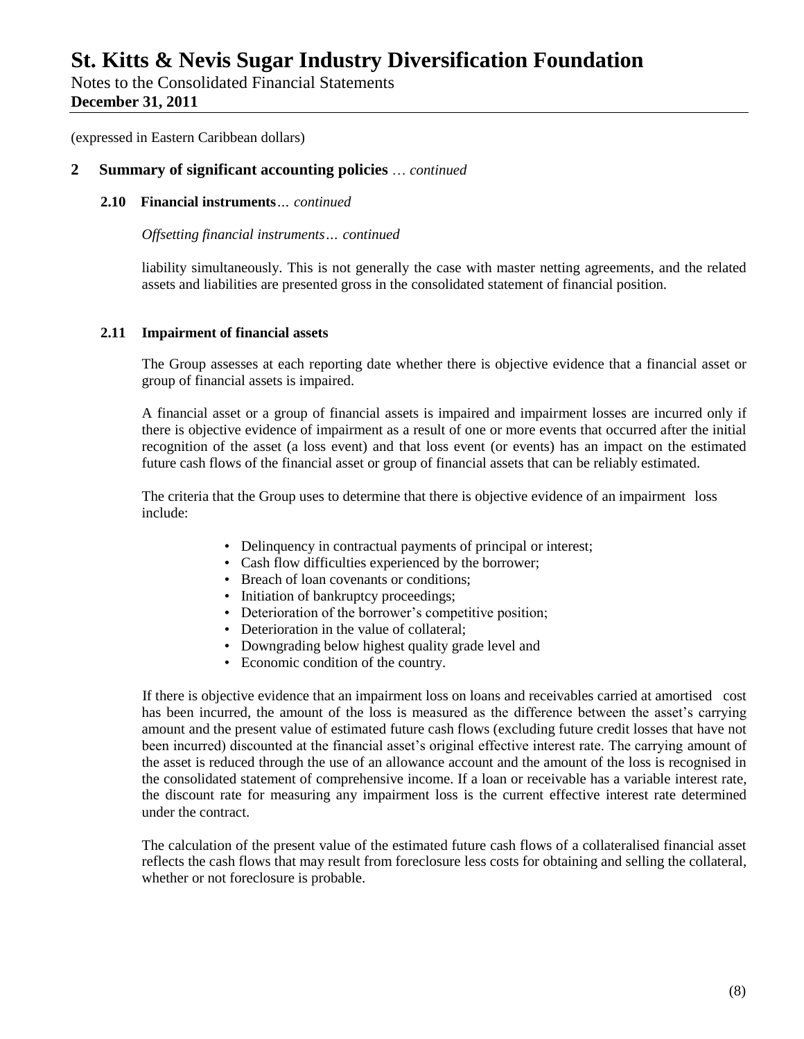(expressed in Eastern Caribbean dollars)

## 2 Summary of significant accounting policies … *continued*

### 2.10 Financial instruments… *continued*

*Offsetting financial instruments… continued*

liability simultaneously. This is not generally the case with master netting agreements, and the related assets and liabilities are presented gross in the consolidated statement of financial position.

### 2.11 Impairment of financial assets

The Group assesses at each reporting date whether there is objective evidence that a financial asset or group of financial assets is impaired.

A financial asset or a group of financial assets is impaired and impairment losses are incurred only if there is objective evidence of impairment as a result of one or more events that occurred after the initial recognition of the asset (a loss event) and that loss event (or events) has an impact on the estimated future cash flows of the financial asset or group of financial assets that can be reliably estimated.

The criteria that the Group uses to determine that there is objective evidence of an impairment loss include:

- Delinquency in contractual payments of principal or interest;
- Cash flow difficulties experienced by the borrower;
- Breach of loan covenants or conditions;
- Initiation of bankruptcy proceedings;
- Deterioration of the borrower's competitive position;
- Deterioration in the value of collateral;
- Downgrading below highest quality grade level and
- Economic condition of the country.

If there is objective evidence that an impairment loss on loans and receivables carried at amortised cost has been incurred, the amount of the loss is measured as the difference between the asset's carrying amount and the present value of estimated future cash flows (excluding future credit losses that have not been incurred) discounted at the financial asset's original effective interest rate. The carrying amount of the asset is reduced through the use of an allowance account and the amount of the loss is recognised in the consolidated statement of comprehensive income. If a loan or receivable has a variable interest rate, the discount rate for measuring any impairment loss is the current effective interest rate determined under the contract.

The calculation of the present value of the estimated future cash flows of a collateralised financial asset reflects the cash flows that may result from foreclosure less costs for obtaining and selling the collateral, whether or not foreclosure is probable.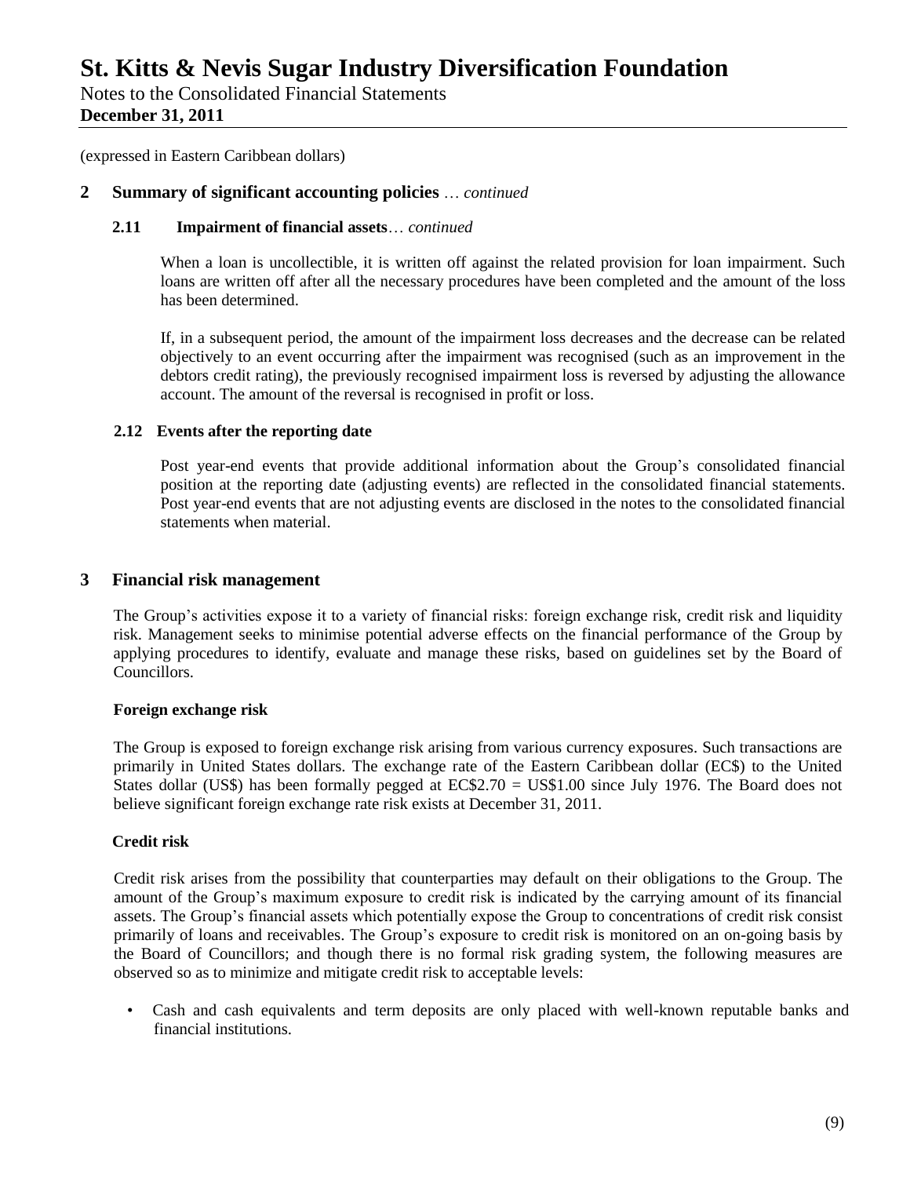(expressed in Eastern Caribbean dollars)

## 2 Summary of significant accounting policies … *continued*

### 2.11 Impairment of financial assets… *continued*

When a loan is uncollectible, it is written off against the related provision for loan impairment. Such loans are written off after all the necessary procedures have been completed and the amount of the loss has been determined.

If, in a subsequent period, the amount of the impairment loss decreases and the decrease can be related objectively to an event occurring after the impairment was recognised (such as an improvement in the debtors credit rating), the previously recognised impairment loss is reversed by adjusting the allowance account. The amount of the reversal is recognised in profit or loss.

### 2.12 Events after the reporting date

Post year-end events that provide additional information about the Group's consolidated financial position at the reporting date (adjusting events) are reflected in the consolidated financial statements. Post year-end events that are not adjusting events are disclosed in the notes to the consolidated financial statements when material.

## 3 Financial risk management

The Group's activities expose it to a variety of financial risks: foreign exchange risk, credit risk and liquidity risk. Management seeks to minimise potential adverse effects on the financial performance of the Group by applying procedures to identify, evaluate and manage these risks, based on guidelines set by the Board of Councillors.

**Foreign exchange risk**

The Group is exposed to foreign exchange risk arising from various currency exposures. Such transactions are primarily in United States dollars. The exchange rate of the Eastern Caribbean dollar (EC$) to the United States dollar (US$) has been formally pegged at EC$2.70 = US$1.00 since July 1976. The Board does not believe significant foreign exchange rate risk exists at December 31, 2011.

**Credit risk**

Credit risk arises from the possibility that counterparties may default on their obligations to the Group. The amount of the Group's maximum exposure to credit risk is indicated by the carrying amount of its financial assets. The Group's financial assets which potentially expose the Group to concentrations of credit risk consist primarily of loans and receivables. The Group's exposure to credit risk is monitored on an on-going basis by the Board of Councillors; and though there is no formal risk grading system, the following measures are observed so as to minimize and mitigate credit risk to acceptable levels:

- Cash and cash equivalents and term deposits are only placed with well-known reputable banks and financial institutions.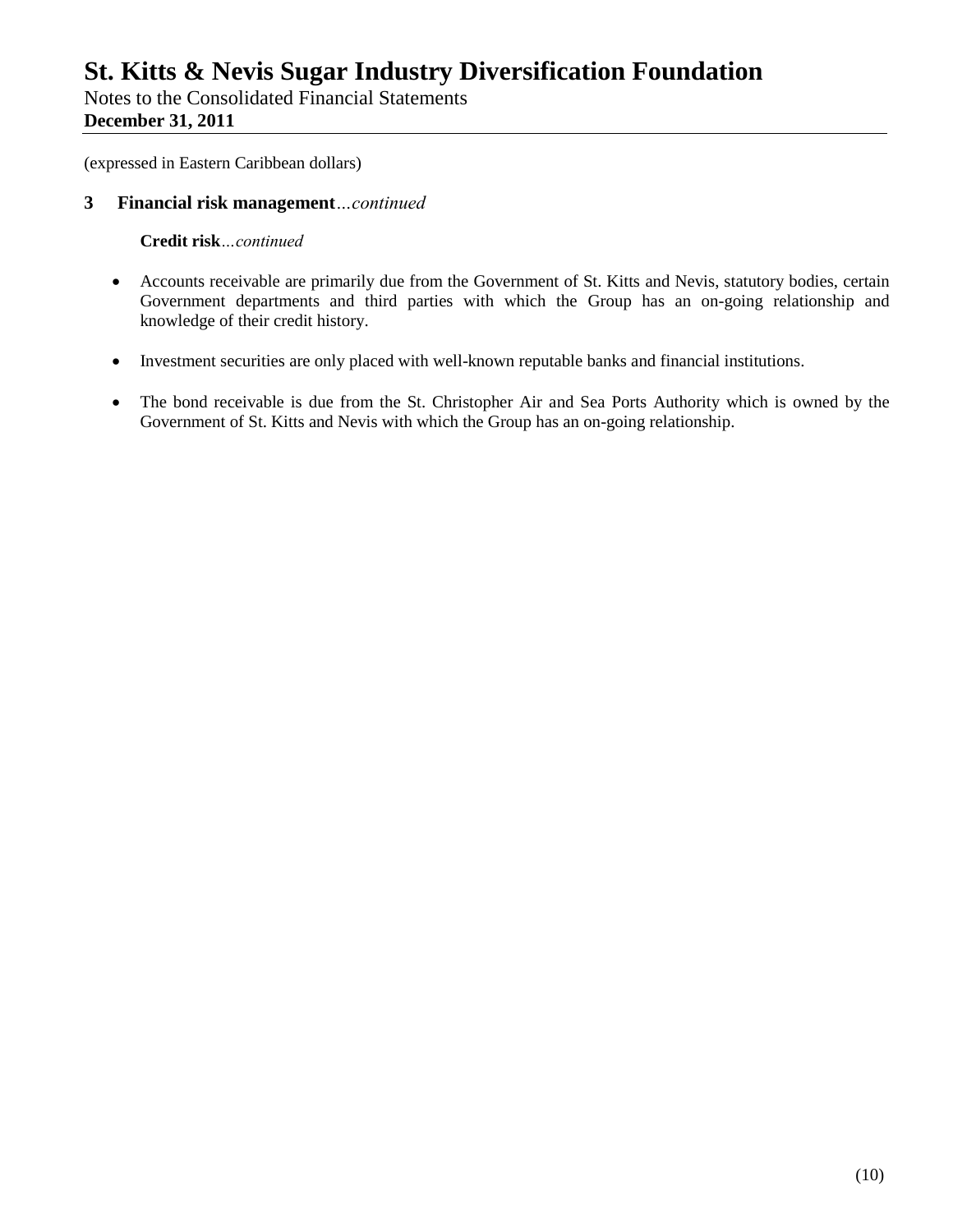(expressed in Eastern Caribbean dollars)

## 3 Financial risk management*...continued*

**Credit risk***...continued*

- Accounts receivable are primarily due from the Government of St. Kitts and Nevis, statutory bodies, certain Government departments and third parties with which the Group has an on-going relationship and knowledge of their credit history.

- Investment securities are only placed with well-known reputable banks and financial institutions.

- The bond receivable is due from the St. Christopher Air and Sea Ports Authority which is owned by the Government of St. Kitts and Nevis with which the Group has an on-going relationship.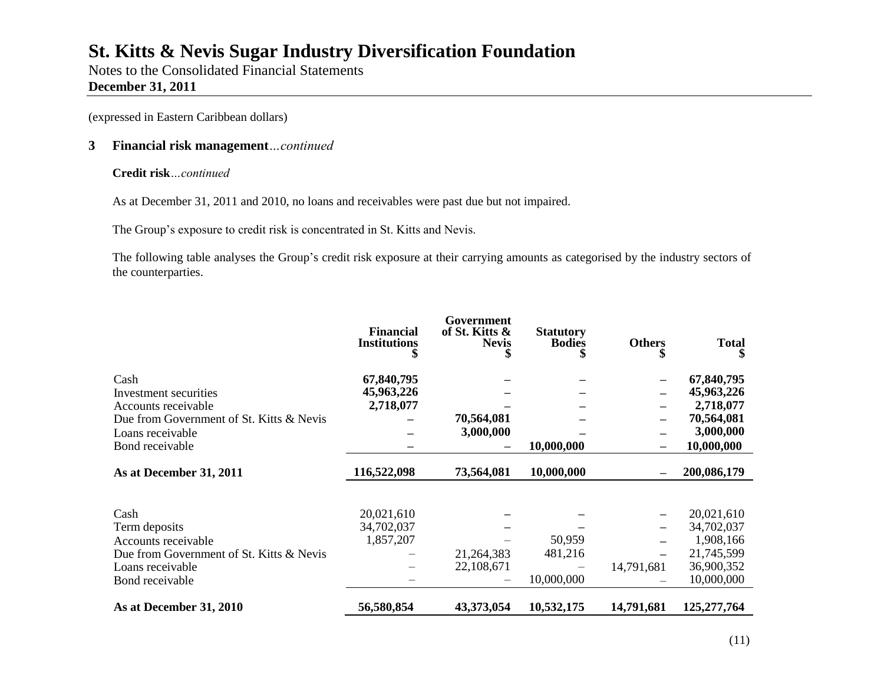# St. Kitts & Nevis Sugar Industry Diversification Foundation

Notes to the Consolidated Financial Statements
**December 31, 2011**

(expressed in Eastern Caribbean dollars)

## 3 Financial risk management*...continued*

**Credit risk***...continued*

As at December 31, 2011 and 2010, no loans and receivables were past due but not impaired.

The Group's exposure to credit risk is concentrated in St. Kitts and Nevis.

The following table analyses the Group's credit risk exposure at their carrying amounts as categorised by the industry sectors of the counterparties.

| | Financial Institutions $ | Government of St. Kitts & Nevis $ | Statutory Bodies $ | Others $ | Total $ |
|---|---|---|---|---|---|
| Cash | **67,840,795** | – | – | – | **67,840,795** |
| Investment securities | **45,963,226** | – | – | – | **45,963,226** |
| Accounts receivable | **2,718,077** | – | – | – | **2,718,077** |
| Due from Government of St. Kitts & Nevis | – | **70,564,081** | – | – | **70,564,081** |
| Loans receivable | – | **3,000,000** | – | – | **3,000,000** |
| Bond receivable | – | – | **10,000,000** | – | **10,000,000** |
| **As at December 31, 2011** | **116,522,098** | **73,564,081** | **10,000,000** | **–** | **200,086,179** |
| | | | | | |
| Cash | 20,021,610 | – | – | – | 20,021,610 |
| Term deposits | 34,702,037 | – | – | – | 34,702,037 |
| Accounts receivable | 1,857,207 | – | 50,959 | – | 1,908,166 |
| Due from Government of St. Kitts & Nevis | – | 21,264,383 | 481,216 | – | 21,745,599 |
| Loans receivable | – | 22,108,671 | – | 14,791,681 | 36,900,352 |
| Bond receivable | – | – | 10,000,000 | – | 10,000,000 |
| **As at December 31, 2010** | **56,580,854** | **43,373,054** | **10,532,175** | **14,791,681** | **125,277,764** |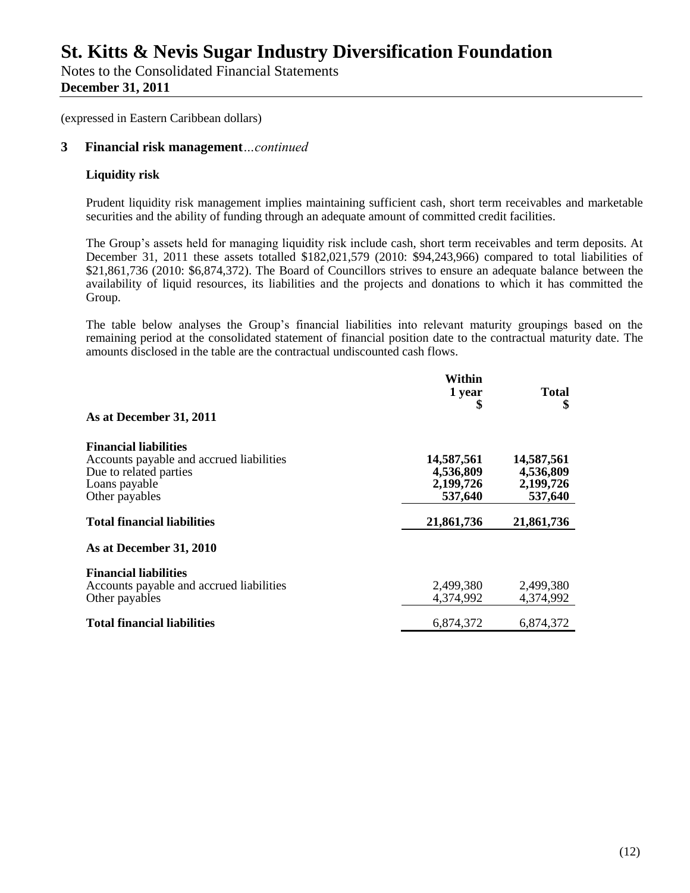# St. Kitts & Nevis Sugar Industry Diversification Foundation

Notes to the Consolidated Financial Statements
**December 31, 2011**

(expressed in Eastern Caribbean dollars)

## 3 Financial risk management*...continued*

### Liquidity risk

Prudent liquidity risk management implies maintaining sufficient cash, short term receivables and marketable securities and the ability of funding through an adequate amount of committed credit facilities.

The Group's assets held for managing liquidity risk include cash, short term receivables and term deposits. At December 31, 2011 these assets totalled $182,021,579 (2010: $94,243,966) compared to total liabilities of $21,861,736 (2010: $6,874,372). The Board of Councillors strives to ensure an adequate balance between the availability of liquid resources, its liabilities and the projects and donations to which it has committed the Group.

The table below analyses the Group's financial liabilities into relevant maturity groupings based on the remaining period at the consolidated statement of financial position date to the contractual maturity date. The amounts disclosed in the table are the contractual undiscounted cash flows.

| | Within 1 year $ | Total $ |
|---|---|---|
| **As at December 31, 2011** | | |
| **Financial liabilities** | | |
| Accounts payable and accrued liabilities | **14,587,561** | **14,587,561** |
| Due to related parties | **4,536,809** | **4,536,809** |
| Loans payable | **2,199,726** | **2,199,726** |
| Other payables | **537,640** | **537,640** |
| **Total financial liabilities** | **21,861,736** | **21,861,736** |
| **As at December 31, 2010** | | |
| **Financial liabilities** | | |
| Accounts payable and accrued liabilities | 2,499,380 | 2,499,380 |
| Other payables | 4,374,992 | 4,374,992 |
| **Total financial liabilities** | 6,874,372 | 6,874,372 |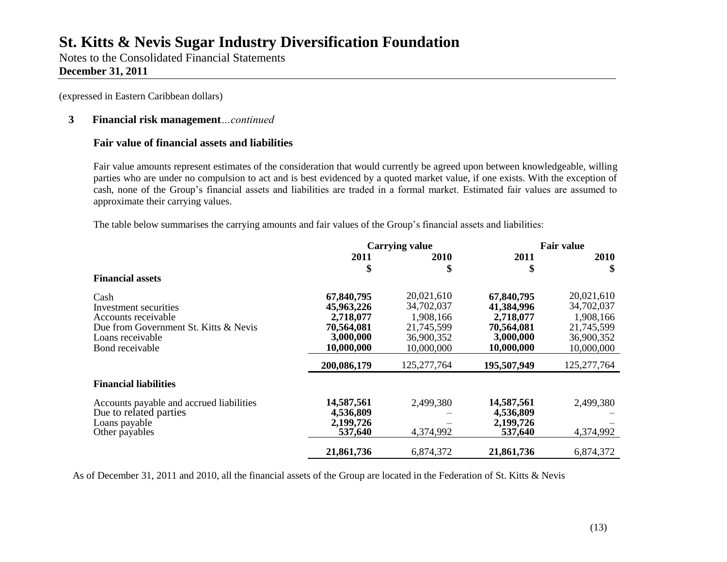# St. Kitts & Nevis Sugar Industry Diversification Foundation

Notes to the Consolidated Financial Statements
**December 31, 2011**

(expressed in Eastern Caribbean dollars)

## 3 Financial risk management*...continued*

### Fair value of financial assets and liabilities

Fair value amounts represent estimates of the consideration that would currently be agreed upon between knowledgeable, willing parties who are under no compulsion to act and is best evidenced by a quoted market value, if one exists. With the exception of cash, none of the Group's financial assets and liabilities are traded in a formal market. Estimated fair values are assumed to approximate their carrying values.

The table below summarises the carrying amounts and fair values of the Group's financial assets and liabilities:

| | Carrying value | | Fair value | |
|---|---|---|---|---|
| | 2011 | 2010 | 2011 | 2010 |
| | $ | $ | $ | $ |
| **Financial assets** | | | | |
| Cash | **67,840,795** | 20,021,610 | **67,840,795** | 20,021,610 |
| Investment securities | **45,963,226** | 34,702,037 | **41,384,996** | 34,702,037 |
| Accounts receivable | **2,718,077** | 1,908,166 | **2,718,077** | 1,908,166 |
| Due from Government St. Kitts & Nevis | **70,564,081** | 21,745,599 | **70,564,081** | 21,745,599 |
| Loans receivable | **3,000,000** | 36,900,352 | **3,000,000** | 36,900,352 |
| Bond receivable | **10,000,000** | 10,000,000 | **10,000,000** | 10,000,000 |
| | **200,086,179** | 125,277,764 | **195,507,949** | 125,277,764 |
| **Financial liabilities** | | | | |
| Accounts payable and accrued liabilities | **14,587,561** | 2,499,380 | **14,587,561** | 2,499,380 |
| Due to related parties | **4,536,809** | – | **4,536,809** | – |
| Loans payable | **2,199,726** | – | **2,199,726** | – |
| Other payables | **537,640** | 4,374,992 | **537,640** | 4,374,992 |
| | **21,861,736** | 6,874,372 | **21,861,736** | 6,874,372 |

As of December 31, 2011 and 2010, all the financial assets of the Group are located in the Federation of St. Kitts & Nevis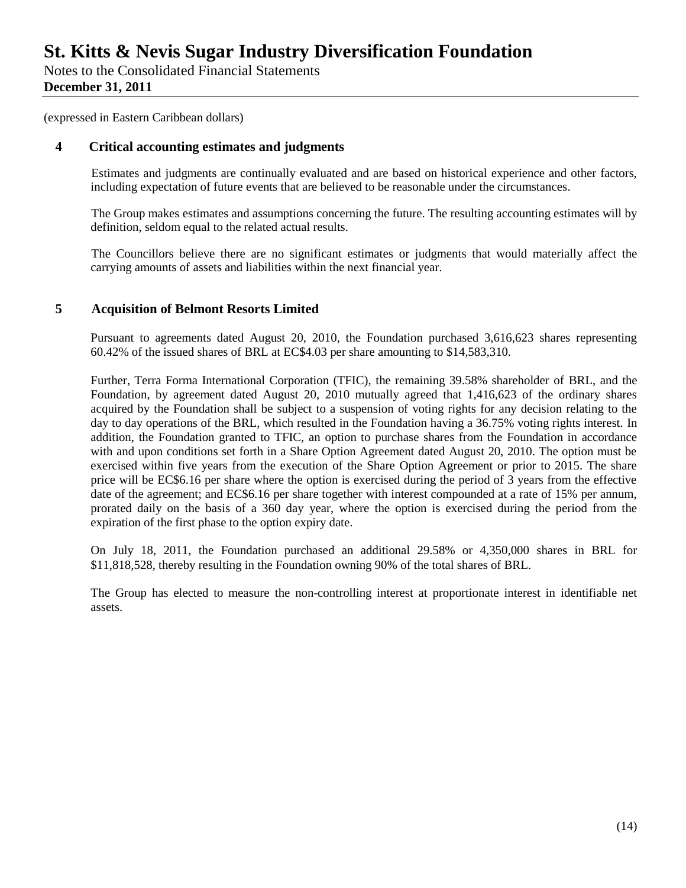(expressed in Eastern Caribbean dollars)

## 4 Critical accounting estimates and judgments

Estimates and judgments are continually evaluated and are based on historical experience and other factors, including expectation of future events that are believed to be reasonable under the circumstances.

The Group makes estimates and assumptions concerning the future. The resulting accounting estimates will by definition, seldom equal to the related actual results.

The Councillors believe there are no significant estimates or judgments that would materially affect the carrying amounts of assets and liabilities within the next financial year.

## 5 Acquisition of Belmont Resorts Limited

Pursuant to agreements dated August 20, 2010, the Foundation purchased 3,616,623 shares representing 60.42% of the issued shares of BRL at EC$4.03 per share amounting to $14,583,310.

Further, Terra Forma International Corporation (TFIC), the remaining 39.58% shareholder of BRL, and the Foundation, by agreement dated August 20, 2010 mutually agreed that 1,416,623 of the ordinary shares acquired by the Foundation shall be subject to a suspension of voting rights for any decision relating to the day to day operations of the BRL, which resulted in the Foundation having a 36.75% voting rights interest. In addition, the Foundation granted to TFIC, an option to purchase shares from the Foundation in accordance with and upon conditions set forth in a Share Option Agreement dated August 20, 2010. The option must be exercised within five years from the execution of the Share Option Agreement or prior to 2015. The share price will be EC$6.16 per share where the option is exercised during the period of 3 years from the effective date of the agreement; and EC$6.16 per share together with interest compounded at a rate of 15% per annum, prorated daily on the basis of a 360 day year, where the option is exercised during the period from the expiration of the first phase to the option expiry date.

On July 18, 2011, the Foundation purchased an additional 29.58% or 4,350,000 shares in BRL for $11,818,528, thereby resulting in the Foundation owning 90% of the total shares of BRL.

The Group has elected to measure the non-controlling interest at proportionate interest in identifiable net assets.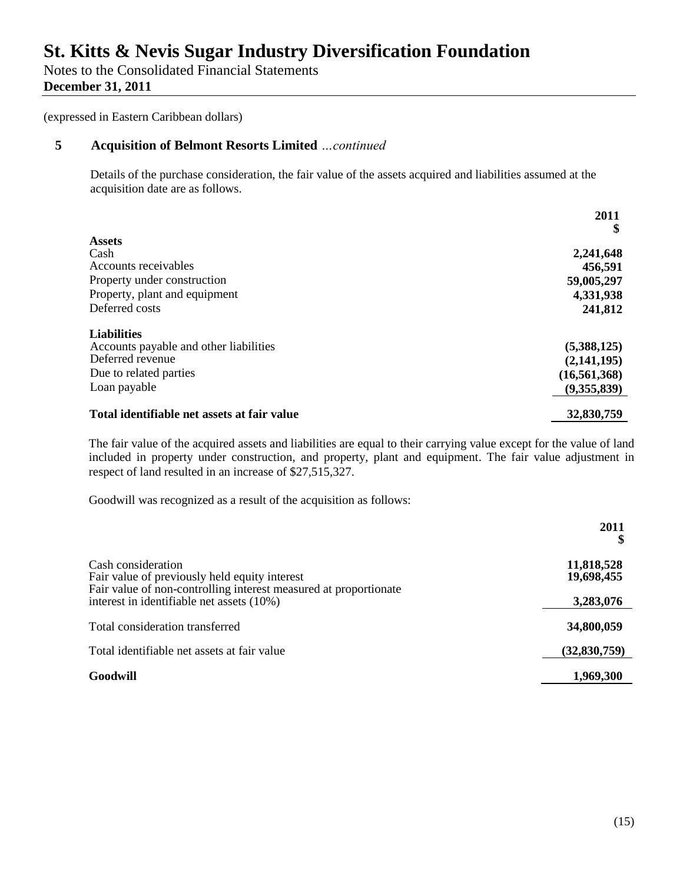(expressed in Eastern Caribbean dollars)

## 5 Acquisition of Belmont Resorts Limited *...continued*

Details of the purchase consideration, the fair value of the assets acquired and liabilities assumed at the acquisition date are as follows.

| | 2011<br>$ |
|---|---|
| **Assets** | |
| Cash | 2,241,648 |
| Accounts receivables | 456,591 |
| Property under construction | 59,005,297 |
| Property, plant and equipment | 4,331,938 |
| Deferred costs | 241,812 |
| **Liabilities** | |
| Accounts payable and other liabilities | (5,388,125) |
| Deferred revenue | (2,141,195) |
| Due to related parties | (16,561,368) |
| Loan payable | (9,355,839) |
| **Total identifiable net assets at fair value** | **32,830,759** |

The fair value of the acquired assets and liabilities are equal to their carrying value except for the value of land included in property under construction, and property, plant and equipment. The fair value adjustment in respect of land resulted in an increase of $27,515,327.

Goodwill was recognized as a result of the acquisition as follows:

| | 2011<br>$ |
|---|---|
| Cash consideration | 11,818,528 |
| Fair value of previously held equity interest | 19,698,455 |
| Fair value of non-controlling interest measured at proportionate interest in identifiable net assets (10%) | 3,283,076 |
| Total consideration transferred | 34,800,059 |
| Total identifiable net assets at fair value | (32,830,759) |
| **Goodwill** | **1,969,300** |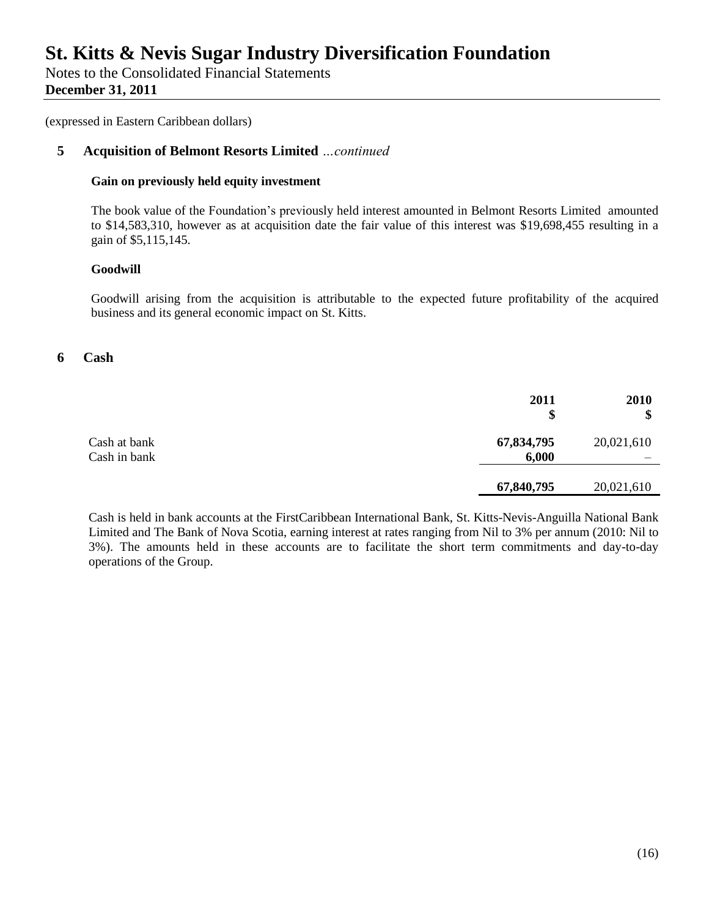(expressed in Eastern Caribbean dollars)

## 5 Acquisition of Belmont Resorts Limited *...continued*

**Gain on previously held equity investment**

The book value of the Foundation's previously held interest amounted in Belmont Resorts Limited amounted to $14,583,310, however as at acquisition date the fair value of this interest was $19,698,455 resulting in a gain of $5,115,145.

**Goodwill**

Goodwill arising from the acquisition is attributable to the expected future profitability of the acquired business and its general economic impact on St. Kitts.

## 6 Cash

| | **2011** **$** | **2010** **$** |
|---|---|---|
| Cash at bank | **67,834,795** | 20,021,610 |
| Cash in bank | **6,000** | – |
| | **67,840,795** | 20,021,610 |

Cash is held in bank accounts at the FirstCaribbean International Bank, St. Kitts-Nevis-Anguilla National Bank Limited and The Bank of Nova Scotia, earning interest at rates ranging from Nil to 3% per annum (2010: Nil to 3%). The amounts held in these accounts are to facilitate the short term commitments and day-to-day operations of the Group.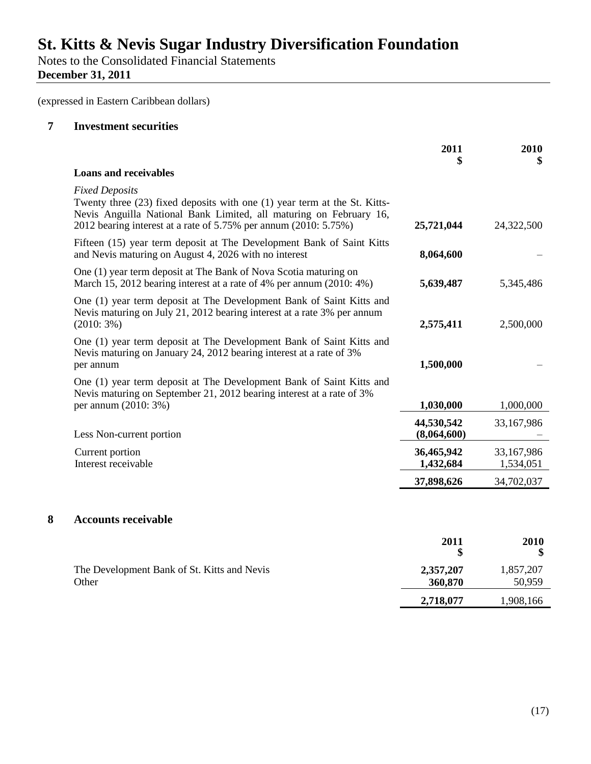# St. Kitts & Nevis Sugar Industry Diversification Foundation

Notes to the Consolidated Financial Statements
**December 31, 2011**

(expressed in Eastern Caribbean dollars)

## 7 Investment securities

| | 2011<br>$ | 2010<br>$ |
|---|---|---|
| **Loans and receivables** | | |
| *Fixed Deposits*<br>Twenty three (23) fixed deposits with one (1) year term at the St. Kitts-Nevis Anguilla National Bank Limited, all maturing on February 16, 2012 bearing interest at a rate of 5.75% per annum (2010: 5.75%) | **25,721,044** | 24,322,500 |
| Fifteen (15) year term deposit at The Development Bank of Saint Kitts and Nevis maturing on August 4, 2026 with no interest | **8,064,600** | – |
| One (1) year term deposit at The Bank of Nova Scotia maturing on March 15, 2012 bearing interest at a rate of 4% per annum (2010: 4%) | **5,639,487** | 5,345,486 |
| One (1) year term deposit at The Development Bank of Saint Kitts and Nevis maturing on July 21, 2012 bearing interest at a rate 3% per annum (2010: 3%) | **2,575,411** | 2,500,000 |
| One (1) year term deposit at The Development Bank of Saint Kitts and Nevis maturing on January 24, 2012 bearing interest at a rate of 3% per annum | **1,500,000** | – |
| One (1) year term deposit at The Development Bank of Saint Kitts and Nevis maturing on September 21, 2012 bearing interest at a rate of 3% per annum (2010: 3%) | **1,030,000** | 1,000,000 |
| | **44,530,542** | 33,167,986 |
| Less Non-current portion | **(8,064,600)** | – |
| Current portion | **36,465,942** | 33,167,986 |
| Interest receivable | **1,432,684** | 1,534,051 |
| | **37,898,626** | 34,702,037 |

## 8 Accounts receivable

| | 2011<br>$ | 2010<br>$ |
|---|---|---|
| The Development Bank of St. Kitts and Nevis | **2,357,207** | 1,857,207 |
| Other | **360,870** | 50,959 |
| | **2,718,077** | 1,908,166 |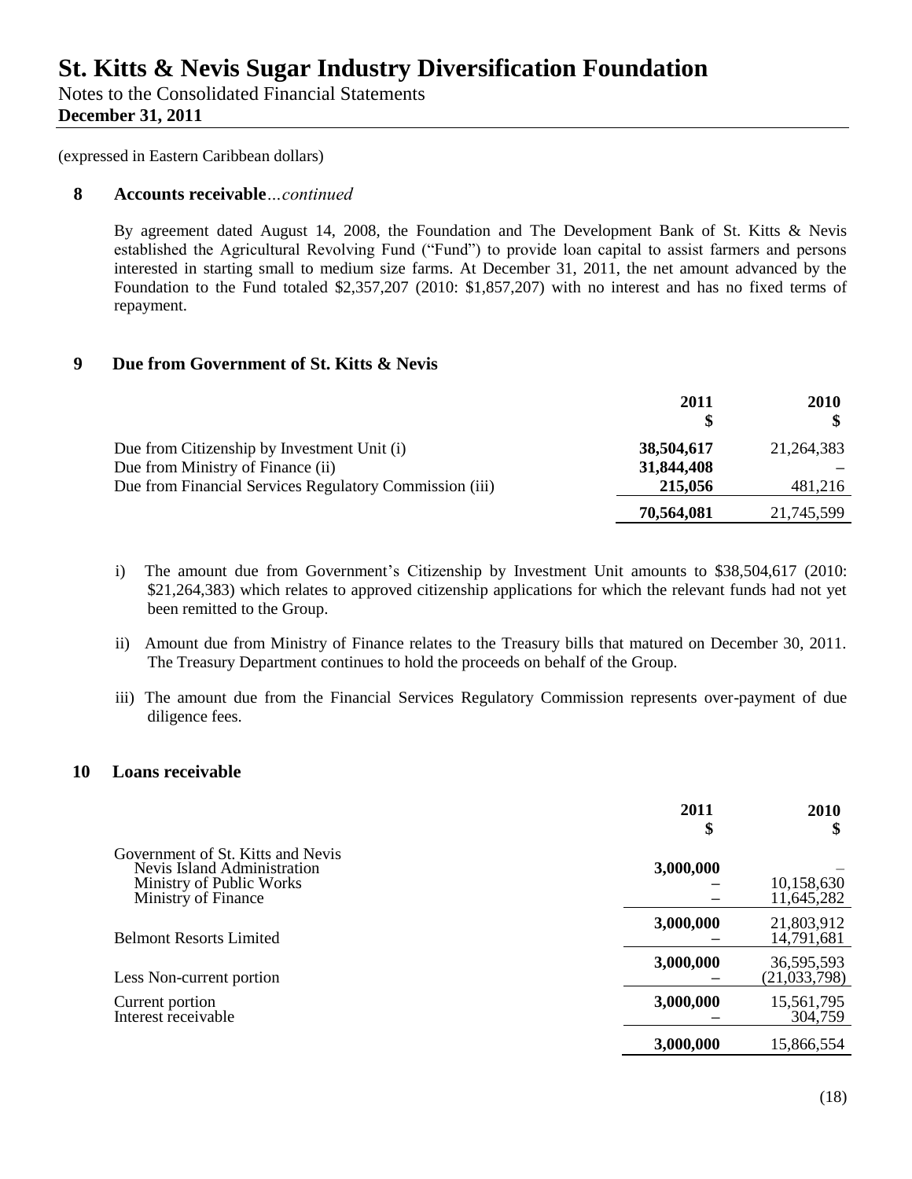(expressed in Eastern Caribbean dollars)

## 8 Accounts receivable...*continued*

By agreement dated August 14, 2008, the Foundation and The Development Bank of St. Kitts & Nevis established the Agricultural Revolving Fund ("Fund") to provide loan capital to assist farmers and persons interested in starting small to medium size farms. At December 31, 2011, the net amount advanced by the Foundation to the Fund totaled $2,357,207 (2010: $1,857,207) with no interest and has no fixed terms of repayment.

## 9 Due from Government of St. Kitts & Nevis

| | 2011<br>$ | 2010<br>$ |
|---|---|---|
| Due from Citizenship by Investment Unit (i) | **38,504,617** | 21,264,383 |
| Due from Ministry of Finance (ii) | **31,844,408** | – |
| Due from Financial Services Regulatory Commission (iii) | **215,056** | 481,216 |
| | **70,564,081** | 21,745,599 |

i) The amount due from Government's Citizenship by Investment Unit amounts to $38,504,617 (2010: $21,264,383) which relates to approved citizenship applications for which the relevant funds had not yet been remitted to the Group.

ii) Amount due from Ministry of Finance relates to the Treasury bills that matured on December 30, 2011. The Treasury Department continues to hold the proceeds on behalf of the Group.

iii) The amount due from the Financial Services Regulatory Commission represents over-payment of due diligence fees.

## 10 Loans receivable

| | 2011<br>$ | 2010<br>$ |
|---|---|---|
| Government of St. Kitts and Nevis | | |
| Nevis Island Administration | **3,000,000** | – |
| Ministry of Public Works | – | 10,158,630 |
| Ministry of Finance | – | 11,645,282 |
| | **3,000,000** | 21,803,912 |
| Belmont Resorts Limited | – | 14,791,681 |
| | **3,000,000** | 36,595,593 |
| Less Non-current portion | – | (21,033,798) |
| Current portion | **3,000,000** | 15,561,795 |
| Interest receivable | – | 304,759 |
| | **3,000,000** | 15,866,554 |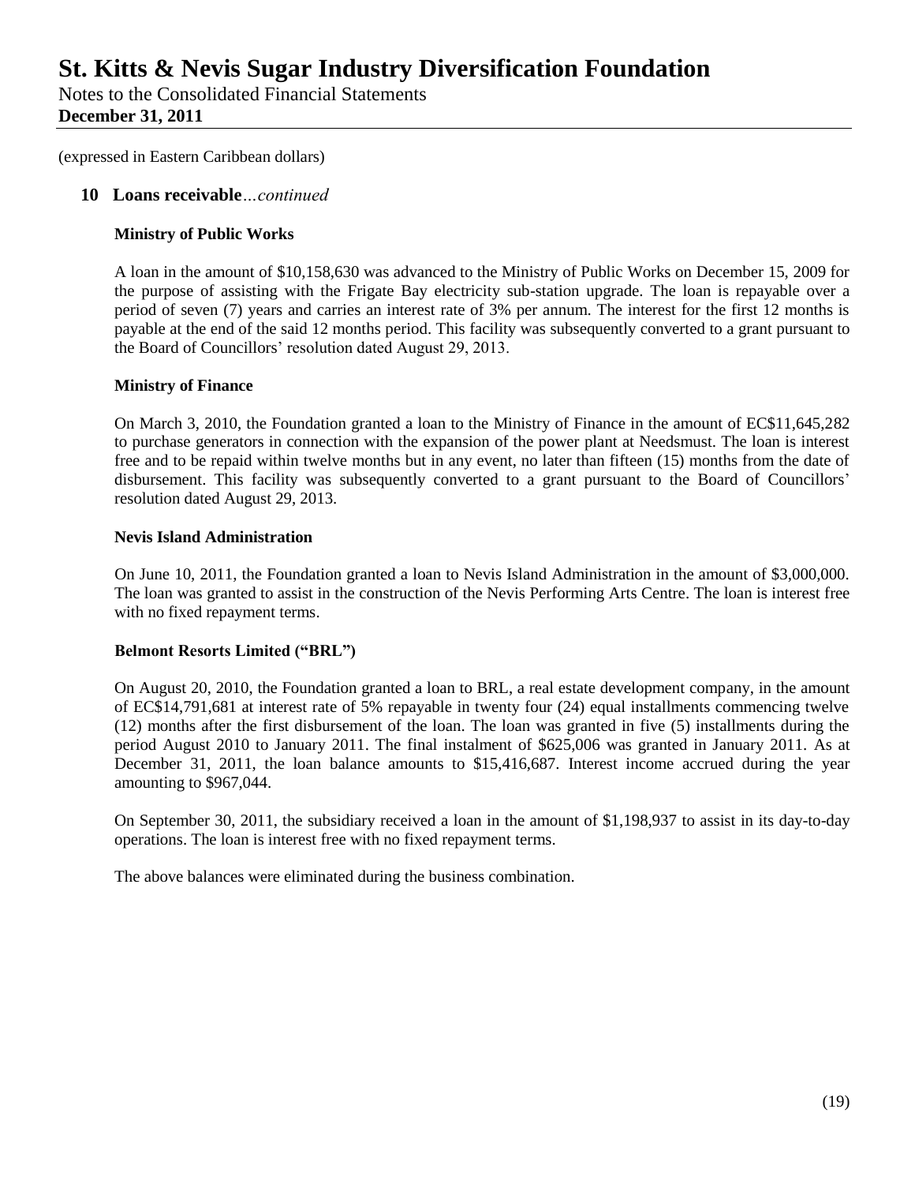(expressed in Eastern Caribbean dollars)

## 10 Loans receivable*...continued*

**Ministry of Public Works**

A loan in the amount of $10,158,630 was advanced to the Ministry of Public Works on December 15, 2009 for the purpose of assisting with the Frigate Bay electricity sub-station upgrade. The loan is repayable over a period of seven (7) years and carries an interest rate of 3% per annum. The interest for the first 12 months is payable at the end of the said 12 months period. This facility was subsequently converted to a grant pursuant to the Board of Councillors' resolution dated August 29, 2013.

**Ministry of Finance**

On March 3, 2010, the Foundation granted a loan to the Ministry of Finance in the amount of EC$11,645,282 to purchase generators in connection with the expansion of the power plant at Needsmust. The loan is interest free and to be repaid within twelve months but in any event, no later than fifteen (15) months from the date of disbursement. This facility was subsequently converted to a grant pursuant to the Board of Councillors' resolution dated August 29, 2013.

**Nevis Island Administration**

On June 10, 2011, the Foundation granted a loan to Nevis Island Administration in the amount of $3,000,000. The loan was granted to assist in the construction of the Nevis Performing Arts Centre. The loan is interest free with no fixed repayment terms.

**Belmont Resorts Limited ("BRL")**

On August 20, 2010, the Foundation granted a loan to BRL, a real estate development company, in the amount of EC$14,791,681 at interest rate of 5% repayable in twenty four (24) equal installments commencing twelve (12) months after the first disbursement of the loan. The loan was granted in five (5) installments during the period August 2010 to January 2011. The final instalment of $625,006 was granted in January 2011. As at December 31, 2011, the loan balance amounts to $15,416,687. Interest income accrued during the year amounting to $967,044.

On September 30, 2011, the subsidiary received a loan in the amount of $1,198,937 to assist in its day-to-day operations. The loan is interest free with no fixed repayment terms.

The above balances were eliminated during the business combination.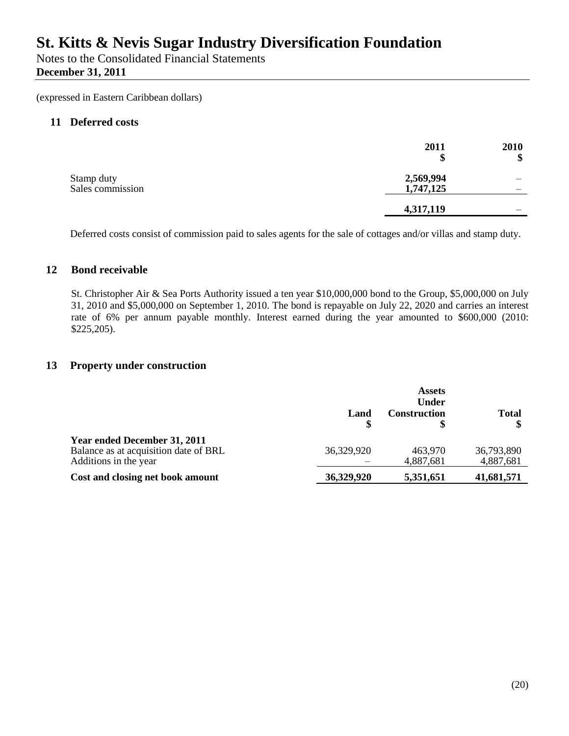# St. Kitts & Nevis Sugar Industry Diversification Foundation

Notes to the Consolidated Financial Statements

**December 31, 2011**

(expressed in Eastern Caribbean dollars)

## 11 Deferred costs

| | 2011<br>$ | 2010<br>$ |
|---|---|---|
| Stamp duty | **2,569,994** | – |
| Sales commission | **1,747,125** | – |
| | **4,317,119** | – |

Deferred costs consist of commission paid to sales agents for the sale of cottages and/or villas and stamp duty.

## 12 Bond receivable

St. Christopher Air & Sea Ports Authority issued a ten year $10,000,000 bond to the Group, $5,000,000 on July 31, 2010 and $5,000,000 on September 1, 2010. The bond is repayable on July 22, 2020 and carries an interest rate of 6% per annum payable monthly. Interest earned during the year amounted to $600,000 (2010: $225,205).

## 13 Property under construction

| | Land<br>$ | Assets Under Construction<br>$ | Total<br>$ |
|---|---|---|---|
| **Year ended December 31, 2011** | | | |
| Balance as at acquisition date of BRL | 36,329,920 | 463,970 | 36,793,890 |
| Additions in the year | – | 4,887,681 | 4,887,681 |
| **Cost and closing net book amount** | **36,329,920** | **5,351,651** | **41,681,571** |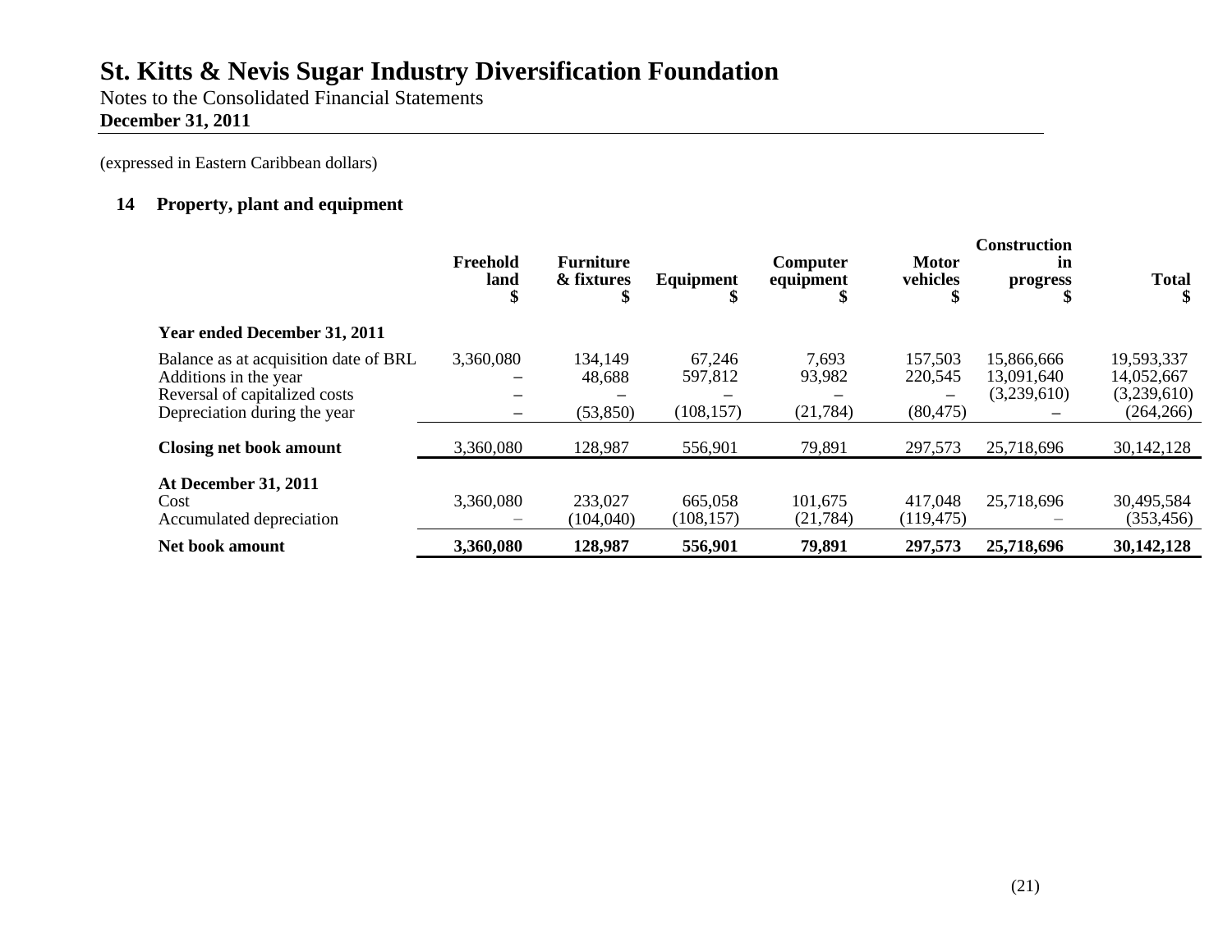# St. Kitts & Nevis Sugar Industry Diversification Foundation

Notes to the Consolidated Financial Statements

**December 31, 2011**

(expressed in Eastern Caribbean dollars)

## 14 Property, plant and equipment

| | Freehold land $ | Furniture & fixtures $ | Equipment $ | Computer equipment $ | Motor vehicles $ | Construction in progress $ | Total $ |
|---|---|---|---|---|---|---|---|
| **Year ended December 31, 2011** | | | | | | | |
| Balance as at acquisition date of BRL | 3,360,080 | 134,149 | 67,246 | 7,693 | 157,503 | 15,866,666 | 19,593,337 |
| Additions in the year | – | 48,688 | 597,812 | 93,982 | 220,545 | 13,091,640 | 14,052,667 |
| Reversal of capitalized costs | – | – | – | – | – | (3,239,610) | (3,239,610) |
| Depreciation during the year | – | (53,850) | (108,157) | (21,784) | (80,475) | – | (264,266) |
| **Closing net book amount** | 3,360,080 | 128,987 | 556,901 | 79,891 | 297,573 | 25,718,696 | 30,142,128 |
| **At December 31, 2011** | | | | | | | |
| Cost | 3,360,080 | 233,027 | 665,058 | 101,675 | 417,048 | 25,718,696 | 30,495,584 |
| Accumulated depreciation | – | (104,040) | (108,157) | (21,784) | (119,475) | – | (353,456) |
| **Net book amount** | **3,360,080** | **128,987** | **556,901** | **79,891** | **297,573** | **25,718,696** | **30,142,128** |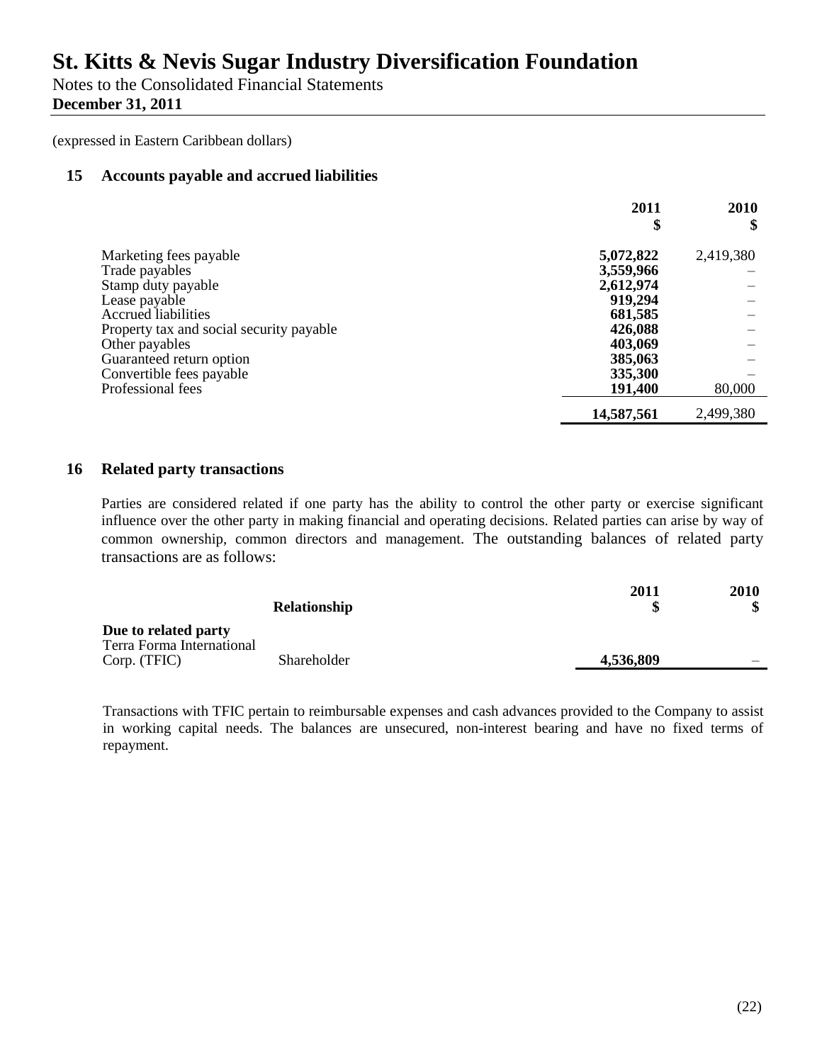# St. Kitts & Nevis Sugar Industry Diversification Foundation

Notes to the Consolidated Financial Statements
**December 31, 2011**

(expressed in Eastern Caribbean dollars)

## 15 Accounts payable and accrued liabilities

| | 2011 $ | 2010 $ |
|---|---|---|
| Marketing fees payable | **5,072,822** | 2,419,380 |
| Trade payables | **3,559,966** | – |
| Stamp duty payable | **2,612,974** | – |
| Lease payable | **919,294** | – |
| Accrued liabilities | **681,585** | – |
| Property tax and social security payable | **426,088** | – |
| Other payables | **403,069** | – |
| Guaranteed return option | **385,063** | – |
| Convertible fees payable | **335,300** | – |
| Professional fees | **191,400** | 80,000 |
| | **14,587,561** | 2,499,380 |

## 16 Related party transactions

Parties are considered related if one party has the ability to control the other party or exercise significant influence over the other party in making financial and operating decisions. Related parties can arise by way of common ownership, common directors and management. The outstanding balances of related party transactions are as follows:

| | Relationship | 2011 $ | 2010 $ |
|---|---|---|---|
| **Due to related party** | | | |
| Terra Forma International Corp. (TFIC) | Shareholder | **4,536,809** | – |

Transactions with TFIC pertain to reimbursable expenses and cash advances provided to the Company to assist in working capital needs. The balances are unsecured, non-interest bearing and have no fixed terms of repayment.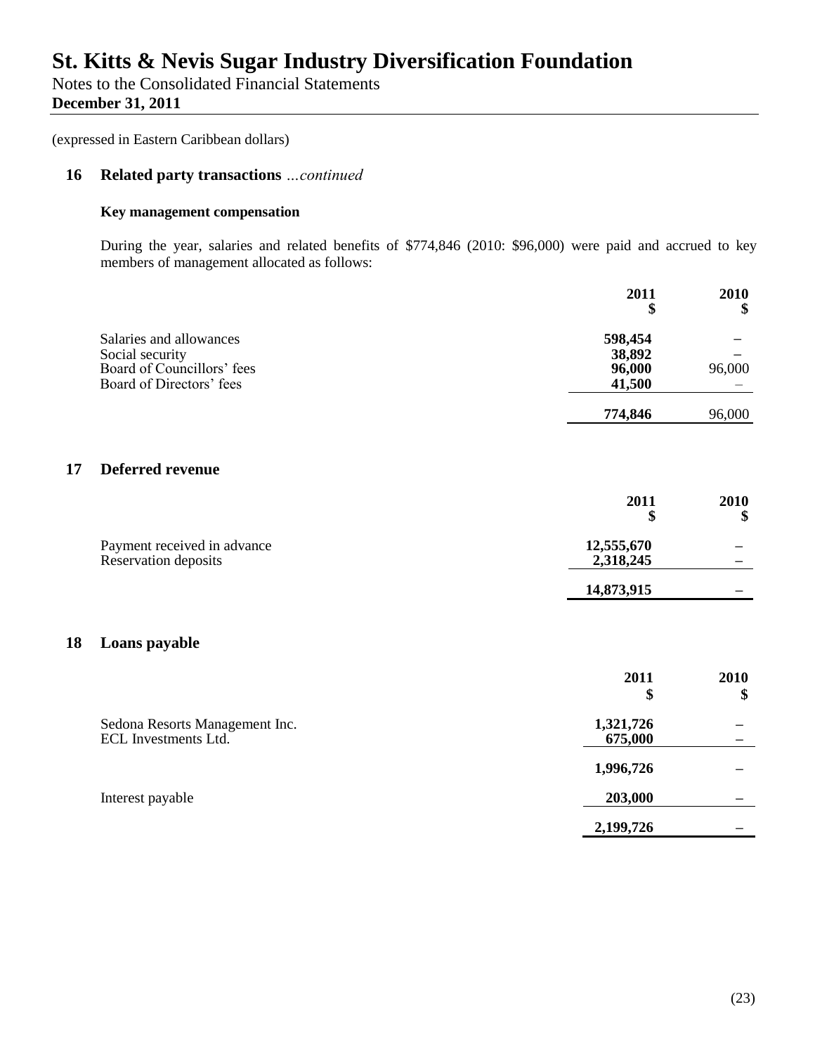# St. Kitts & Nevis Sugar Industry Diversification Foundation

Notes to the Consolidated Financial Statements

**December 31, 2011**

(expressed in Eastern Caribbean dollars)

## 16 Related party transactions *…continued*

### Key management compensation

During the year, salaries and related benefits of $774,846 (2010: $96,000) were paid and accrued to key members of management allocated as follows:

| | 2011<br>$ | 2010<br>$ |
|---|---|---|
| Salaries and allowances | **598,454** | – |
| Social security | **38,892** | – |
| Board of Councillors' fees | **96,000** | 96,000 |
| Board of Directors' fees | **41,500** | – |
| | **774,846** | 96,000 |

## 17 Deferred revenue

| | 2011<br>$ | 2010<br>$ |
|---|---|---|
| Payment received in advance | **12,555,670** | – |
| Reservation deposits | **2,318,245** | – |
| | **14,873,915** | – |

## 18 Loans payable

| | 2011<br>$ | 2010<br>$ |
|---|---|---|
| Sedona Resorts Management Inc. | **1,321,726** | – |
| ECL Investments Ltd. | **675,000** | – |
| | **1,996,726** | – |
| Interest payable | **203,000** | – |
| | **2,199,726** | – |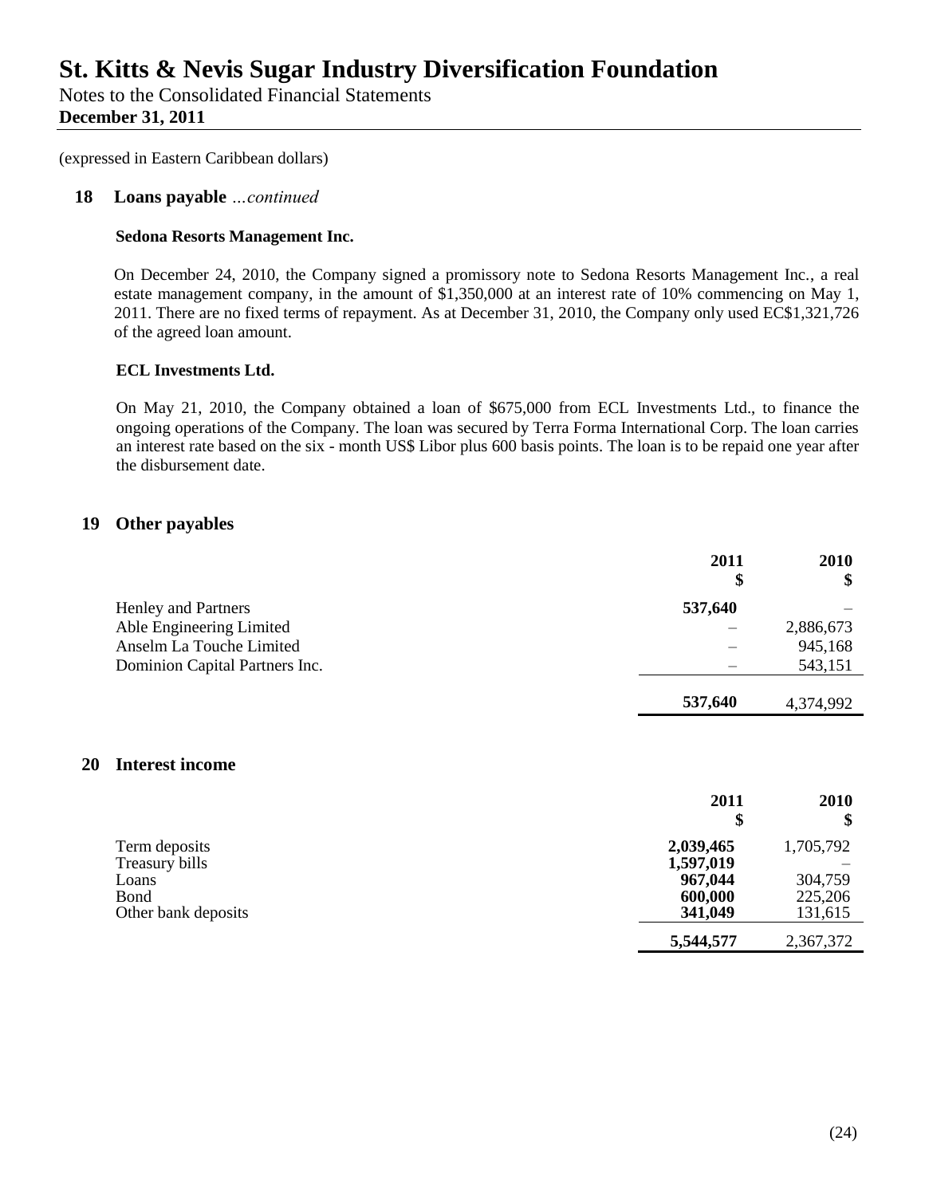# St. Kitts & Nevis Sugar Industry Diversification Foundation

Notes to the Consolidated Financial Statements
**December 31, 2011**

(expressed in Eastern Caribbean dollars)

## 18 Loans payable *…continued*

**Sedona Resorts Management Inc.**

On December 24, 2010, the Company signed a promissory note to Sedona Resorts Management Inc., a real estate management company, in the amount of $1,350,000 at an interest rate of 10% commencing on May 1, 2011. There are no fixed terms of repayment. As at December 31, 2010, the Company only used EC$1,321,726 of the agreed loan amount.

**ECL Investments Ltd.**

On May 21, 2010, the Company obtained a loan of $675,000 from ECL Investments Ltd., to finance the ongoing operations of the Company. The loan was secured by Terra Forma International Corp. The loan carries an interest rate based on the six - month US$ Libor plus 600 basis points. The loan is to be repaid one year after the disbursement date.

## 19 Other payables

| | 2011<br>$ | 2010<br>$ |
|---|---|---|
| Henley and Partners | **537,640** | – |
| Able Engineering Limited | – | 2,886,673 |
| Anselm La Touche Limited | – | 945,168 |
| Dominion Capital Partners Inc. | – | 543,151 |
| | **537,640** | 4,374,992 |

## 20 Interest income

| | 2011<br>$ | 2010<br>$ |
|---|---|---|
| Term deposits | **2,039,465** | 1,705,792 |
| Treasury bills | **1,597,019** | – |
| Loans | **967,044** | 304,759 |
| Bond | **600,000** | 225,206 |
| Other bank deposits | **341,049** | 131,615 |
| | **5,544,577** | 2,367,372 |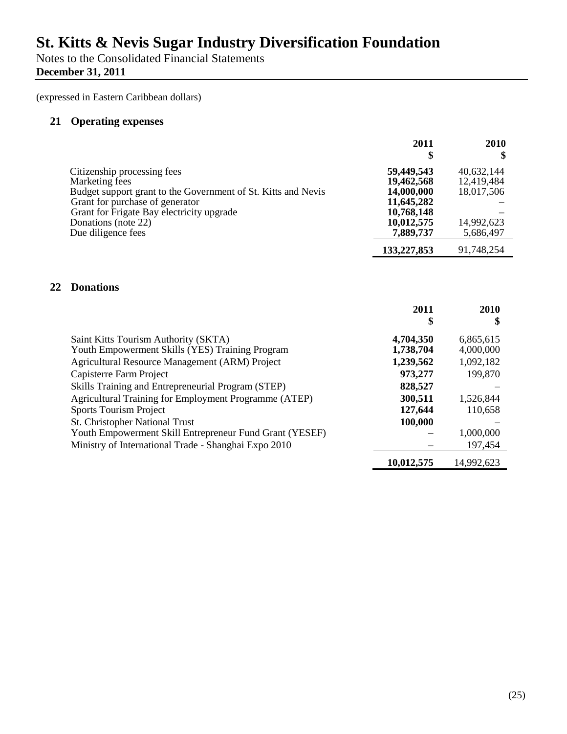# St. Kitts & Nevis Sugar Industry Diversification Foundation

Notes to the Consolidated Financial Statements
**December 31, 2011**

(expressed in Eastern Caribbean dollars)

## 21 Operating expenses

| | 2011<br>$ | 2010<br>$ |
|---|---|---|
| Citizenship processing fees | **59,449,543** | 40,632,144 |
| Marketing fees | **19,462,568** | 12,419,484 |
| Budget support grant to the Government of St. Kitts and Nevis | **14,000,000** | 18,017,506 |
| Grant for purchase of generator | **11,645,282** | – |
| Grant for Frigate Bay electricity upgrade | **10,768,148** | – |
| Donations (note 22) | **10,012,575** | 14,992,623 |
| Due diligence fees | **7,889,737** | 5,686,497 |
| | **133,227,853** | 91,748,254 |

## 22 Donations

| | 2011<br>$ | 2010<br>$ |
|---|---|---|
| Saint Kitts Tourism Authority (SKTA) | **4,704,350** | 6,865,615 |
| Youth Empowerment Skills (YES) Training Program | **1,738,704** | 4,000,000 |
| Agricultural Resource Management (ARM) Project | **1,239,562** | 1,092,182 |
| Capisterre Farm Project | **973,277** | 199,870 |
| Skills Training and Entrepreneurial Program (STEP) | **828,527** | – |
| Agricultural Training for Employment Programme (ATEP) | **300,511** | 1,526,844 |
| Sports Tourism Project | **127,644** | 110,658 |
| St. Christopher National Trust | **100,000** | – |
| Youth Empowerment Skill Entrepreneur Fund Grant (YESEF) | **–** | 1,000,000 |
| Ministry of International Trade - Shanghai Expo 2010 | **–** | 197,454 |
| | **10,012,575** | 14,992,623 |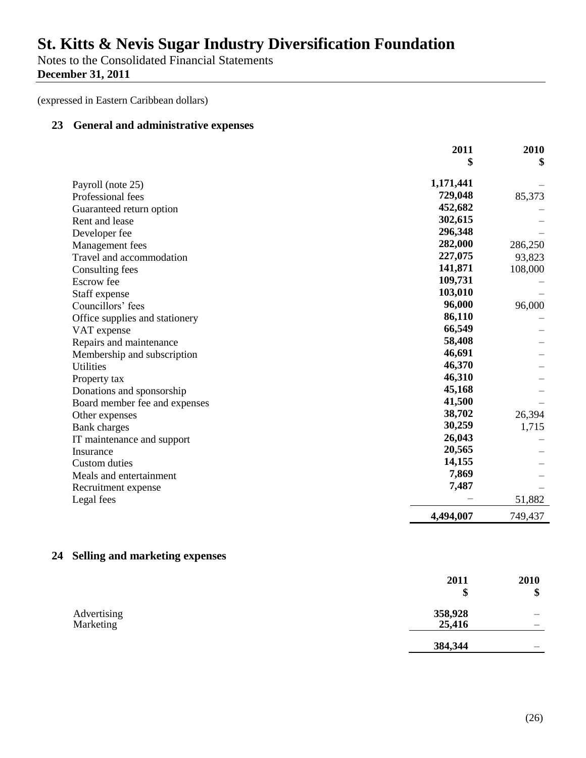# St. Kitts & Nevis Sugar Industry Diversification Foundation

Notes to the Consolidated Financial Statements
**December 31, 2011**

(expressed in Eastern Caribbean dollars)

## 23 General and administrative expenses

| | 2011 $ | 2010 $ |
|---|---|---|
| Payroll (note 25) | **1,171,441** | – |
| Professional fees | **729,048** | 85,373 |
| Guaranteed return option | **452,682** | – |
| Rent and lease | **302,615** | – |
| Developer fee | **296,348** | – |
| Management fees | **282,000** | 286,250 |
| Travel and accommodation | **227,075** | 93,823 |
| Consulting fees | **141,871** | 108,000 |
| Escrow fee | **109,731** | – |
| Staff expense | **103,010** | – |
| Councillors' fees | **96,000** | 96,000 |
| Office supplies and stationery | **86,110** | – |
| VAT expense | **66,549** | – |
| Repairs and maintenance | **58,408** | – |
| Membership and subscription | **46,691** | – |
| Utilities | **46,370** | – |
| Property tax | **46,310** | – |
| Donations and sponsorship | **45,168** | – |
| Board member fee and expenses | **41,500** | – |
| Other expenses | **38,702** | 26,394 |
| Bank charges | **30,259** | 1,715 |
| IT maintenance and support | **26,043** | – |
| Insurance | **20,565** | – |
| Custom duties | **14,155** | – |
| Meals and entertainment | **7,869** | – |
| Recruitment expense | **7,487** | – |
| Legal fees | – | 51,882 |
| | **4,494,007** | 749,437 |

## 24 Selling and marketing expenses

| | 2011 $ | 2010 $ |
|---|---|---|
| Advertising | **358,928** | – |
| Marketing | **25,416** | – |
| | **384,344** | – |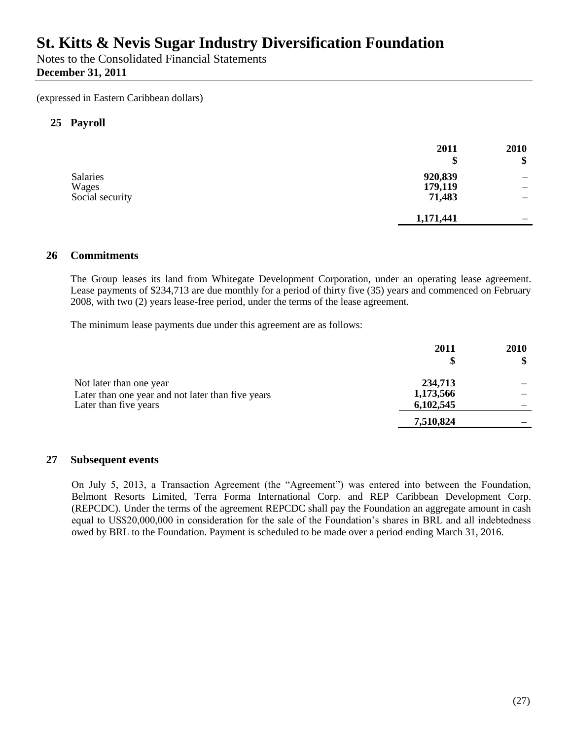# St. Kitts & Nevis Sugar Industry Diversification Foundation

Notes to the Consolidated Financial Statements
**December 31, 2011**

(expressed in Eastern Caribbean dollars)

## 25 Payroll

| | 2011 $ | 2010 $ |
|---|---|---|
| Salaries | **920,839** | – |
| Wages | **179,119** | – |
| Social security | **71,483** | – |
| | **1,171,441** | – |

## 26 Commitments

The Group leases its land from Whitegate Development Corporation, under an operating lease agreement. Lease payments of $234,713 are due monthly for a period of thirty five (35) years and commenced on February 2008, with two (2) years lease-free period, under the terms of the lease agreement.

The minimum lease payments due under this agreement are as follows:

| | 2011 $ | 2010 $ |
|---|---|---|
| Not later than one year | **234,713** | – |
| Later than one year and not later than five years | **1,173,566** | – |
| Later than five years | **6,102,545** | – |
| | **7,510,824** | **–** |

## 27 Subsequent events

On July 5, 2013, a Transaction Agreement (the "Agreement") was entered into between the Foundation, Belmont Resorts Limited, Terra Forma International Corp. and REP Caribbean Development Corp. (REPCDC). Under the terms of the agreement REPCDC shall pay the Foundation an aggregate amount in cash equal to US$20,000,000 in consideration for the sale of the Foundation's shares in BRL and all indebtedness owed by BRL to the Foundation. Payment is scheduled to be made over a period ending March 31, 2016.